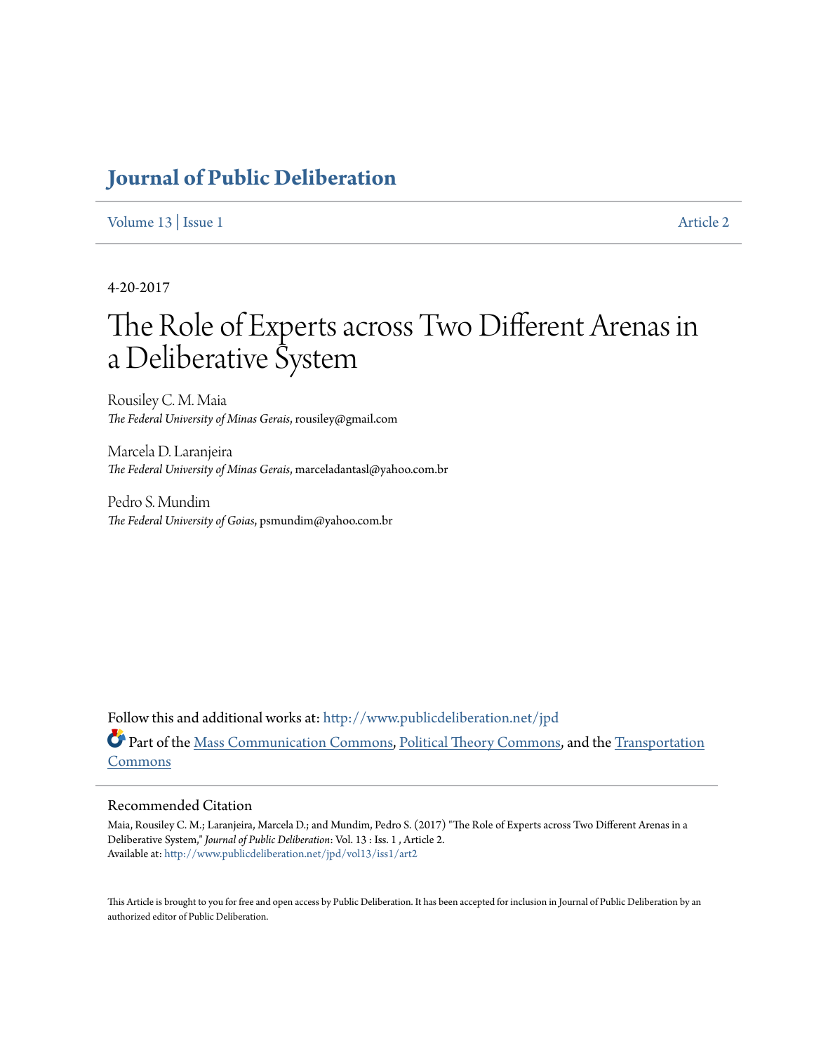# Journal of Public Deliberation

Volume 13 | Issue 1 Article 2

4-20-2017

# The Role of Experts across Two Different Arenas in a Deliberative System

Rousiley C. M. Maia
*The Federal University of Minas Gerais*, rousiley@gmail.com

Marcela D. Laranjeira
*The Federal University of Minas Gerais*, marceladantasl@yahoo.com.br

Pedro S. Mundim
*The Federal University of Goias*, psmundim@yahoo.com.br

Follow this and additional works at: http://www.publicdeliberation.net/jpd

Part of the Mass Communication Commons, Political Theory Commons, and the Transportation Commons

## Recommended Citation

Maia, Rousiley C. M.; Laranjeira, Marcela D.; and Mundim, Pedro S. (2017) "The Role of Experts across Two Different Arenas in a Deliberative System," *Journal of Public Deliberation*: Vol. 13 : Iss. 1 , Article 2.
Available at: http://www.publicdeliberation.net/jpd/vol13/iss1/art2

This Article is brought to you for free and open access by Public Deliberation. It has been accepted for inclusion in Journal of Public Deliberation by an authorized editor of Public Deliberation.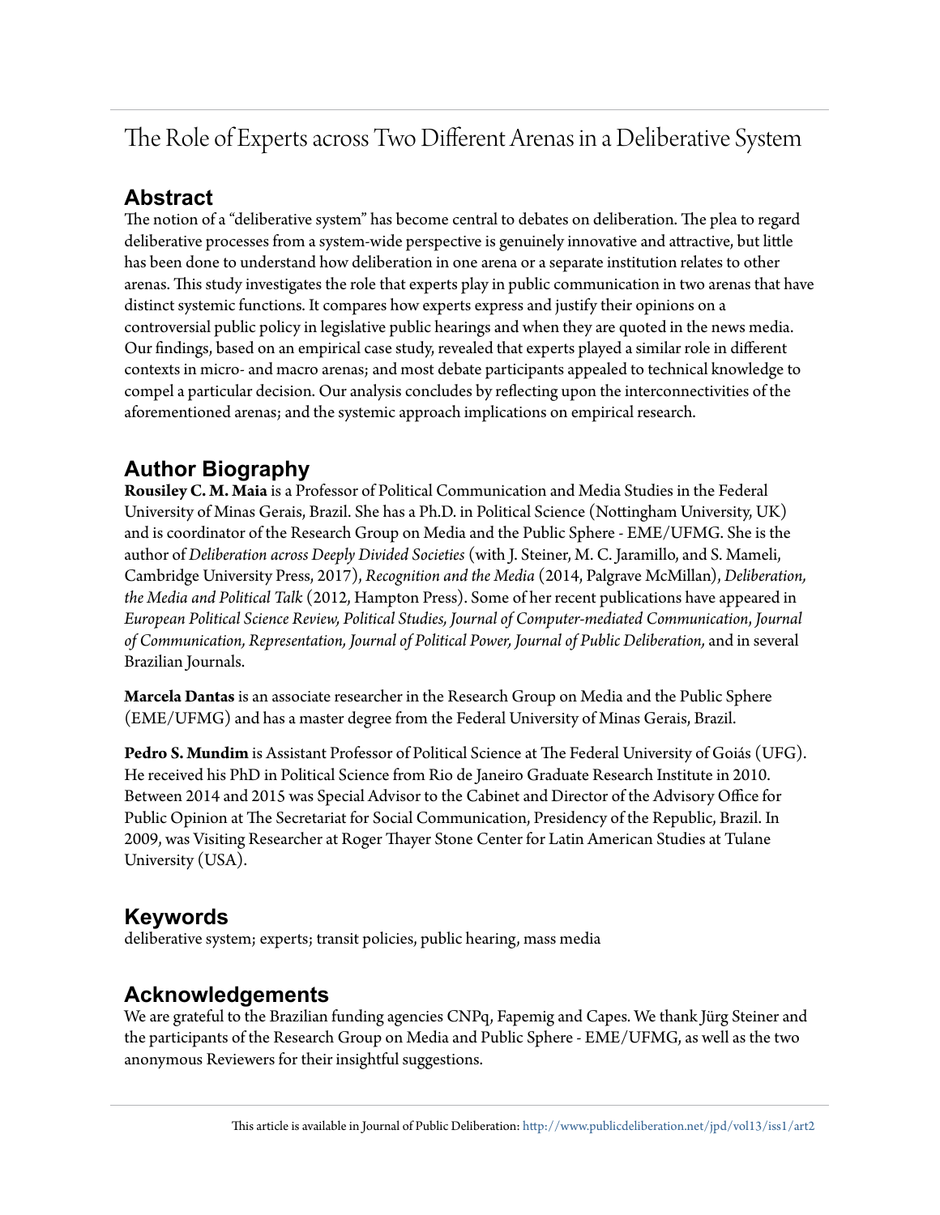# The Role of Experts across Two Different Arenas in a Deliberative System

## Abstract

The notion of a "deliberative system" has become central to debates on deliberation. The plea to regard deliberative processes from a system-wide perspective is genuinely innovative and attractive, but little has been done to understand how deliberation in one arena or a separate institution relates to other arenas. This study investigates the role that experts play in public communication in two arenas that have distinct systemic functions. It compares how experts express and justify their opinions on a controversial public policy in legislative public hearings and when they are quoted in the news media. Our findings, based on an empirical case study, revealed that experts played a similar role in different contexts in micro- and macro arenas; and most debate participants appealed to technical knowledge to compel a particular decision. Our analysis concludes by reflecting upon the interconnectivities of the aforementioned arenas; and the systemic approach implications on empirical research.

## Author Biography

**Rousiley C. M. Maia** is a Professor of Political Communication and Media Studies in the Federal University of Minas Gerais, Brazil. She has a Ph.D. in Political Science (Nottingham University, UK) and is coordinator of the Research Group on Media and the Public Sphere - EME/UFMG. She is the author of *Deliberation across Deeply Divided Societies* (with J. Steiner, M. C. Jaramillo, and S. Mameli, Cambridge University Press, 2017), *Recognition and the Media* (2014, Palgrave McMillan), *Deliberation, the Media and Political Talk* (2012, Hampton Press). Some of her recent publications have appeared in *European Political Science Review, Political Studies, Journal of Computer-mediated Communication, Journal of Communication, Representation, Journal of Political Power, Journal of Public Deliberation,* and in several Brazilian Journals.

**Marcela Dantas** is an associate researcher in the Research Group on Media and the Public Sphere (EME/UFMG) and has a master degree from the Federal University of Minas Gerais, Brazil.

**Pedro S. Mundim** is Assistant Professor of Political Science at The Federal University of Goiás (UFG). He received his PhD in Political Science from Rio de Janeiro Graduate Research Institute in 2010. Between 2014 and 2015 was Special Advisor to the Cabinet and Director of the Advisory Office for Public Opinion at The Secretariat for Social Communication, Presidency of the Republic, Brazil. In 2009, was Visiting Researcher at Roger Thayer Stone Center for Latin American Studies at Tulane University (USA).

## Keywords

deliberative system; experts; transit policies, public hearing, mass media

## Acknowledgements

We are grateful to the Brazilian funding agencies CNPq, Fapemig and Capes. We thank Jürg Steiner and the participants of the Research Group on Media and Public Sphere - EME/UFMG, as well as the two anonymous Reviewers for their insightful suggestions.

This article is available in Journal of Public Deliberation: http://www.publicdeliberation.net/jpd/vol13/iss1/art2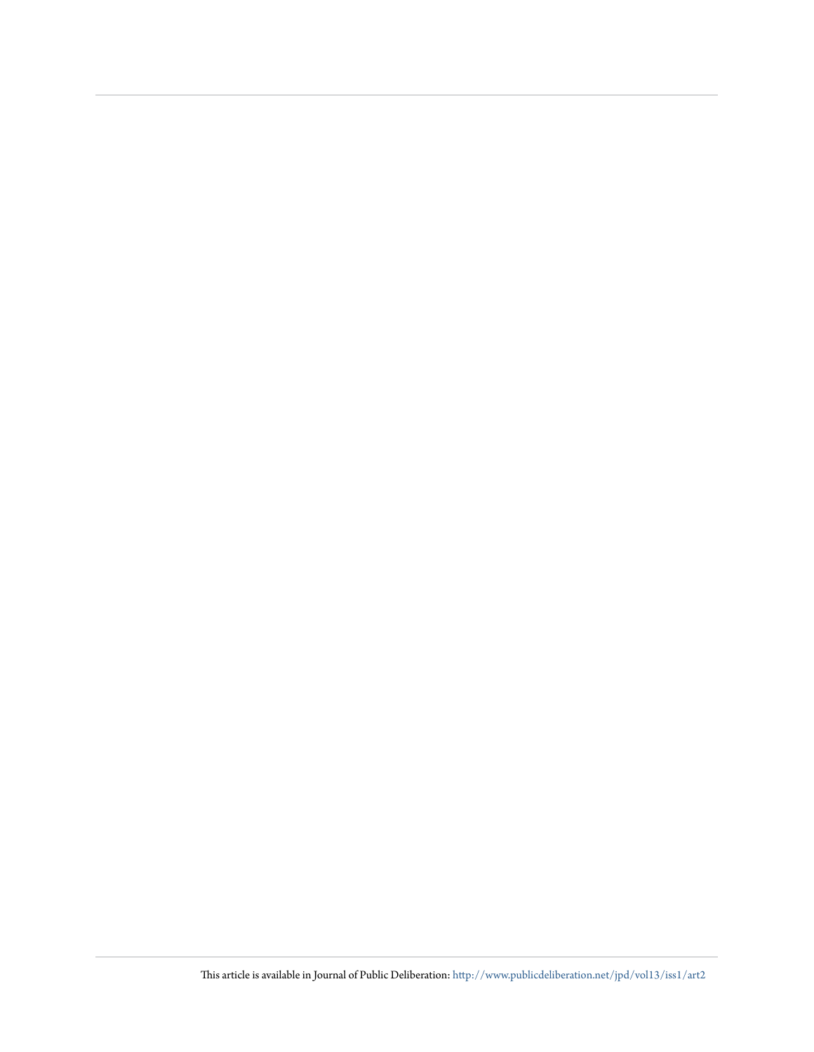This article is available in Journal of Public Deliberation: http://www.publicdeliberation.net/jpd/vol13/iss1/art2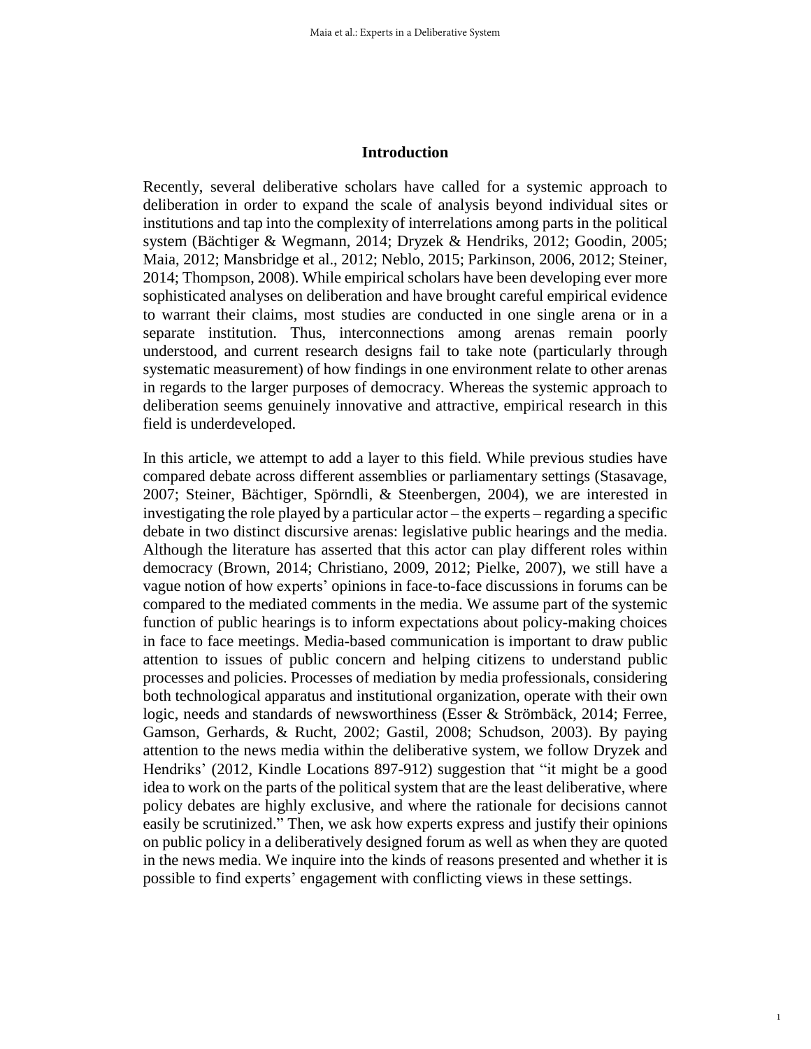## Introduction

Recently, several deliberative scholars have called for a systemic approach to deliberation in order to expand the scale of analysis beyond individual sites or institutions and tap into the complexity of interrelations among parts in the political system (Bächtiger & Wegmann, 2014; Dryzek & Hendriks, 2012; Goodin, 2005; Maia, 2012; Mansbridge et al., 2012; Neblo, 2015; Parkinson, 2006, 2012; Steiner, 2014; Thompson, 2008). While empirical scholars have been developing ever more sophisticated analyses on deliberation and have brought careful empirical evidence to warrant their claims, most studies are conducted in one single arena or in a separate institution. Thus, interconnections among arenas remain poorly understood, and current research designs fail to take note (particularly through systematic measurement) of how findings in one environment relate to other arenas in regards to the larger purposes of democracy. Whereas the systemic approach to deliberation seems genuinely innovative and attractive, empirical research in this field is underdeveloped.

In this article, we attempt to add a layer to this field. While previous studies have compared debate across different assemblies or parliamentary settings (Stasavage, 2007; Steiner, Bächtiger, Spörndli, & Steenbergen, 2004), we are interested in investigating the role played by a particular actor – the experts – regarding a specific debate in two distinct discursive arenas: legislative public hearings and the media. Although the literature has asserted that this actor can play different roles within democracy (Brown, 2014; Christiano, 2009, 2012; Pielke, 2007), we still have a vague notion of how experts' opinions in face-to-face discussions in forums can be compared to the mediated comments in the media. We assume part of the systemic function of public hearings is to inform expectations about policy-making choices in face to face meetings. Media-based communication is important to draw public attention to issues of public concern and helping citizens to understand public processes and policies. Processes of mediation by media professionals, considering both technological apparatus and institutional organization, operate with their own logic, needs and standards of newsworthiness (Esser & Strömbäck, 2014; Ferree, Gamson, Gerhards, & Rucht, 2002; Gastil, 2008; Schudson, 2003). By paying attention to the news media within the deliberative system, we follow Dryzek and Hendriks' (2012, Kindle Locations 897-912) suggestion that "it might be a good idea to work on the parts of the political system that are the least deliberative, where policy debates are highly exclusive, and where the rationale for decisions cannot easily be scrutinized." Then, we ask how experts express and justify their opinions on public policy in a deliberatively designed forum as well as when they are quoted in the news media. We inquire into the kinds of reasons presented and whether it is possible to find experts' engagement with conflicting views in these settings.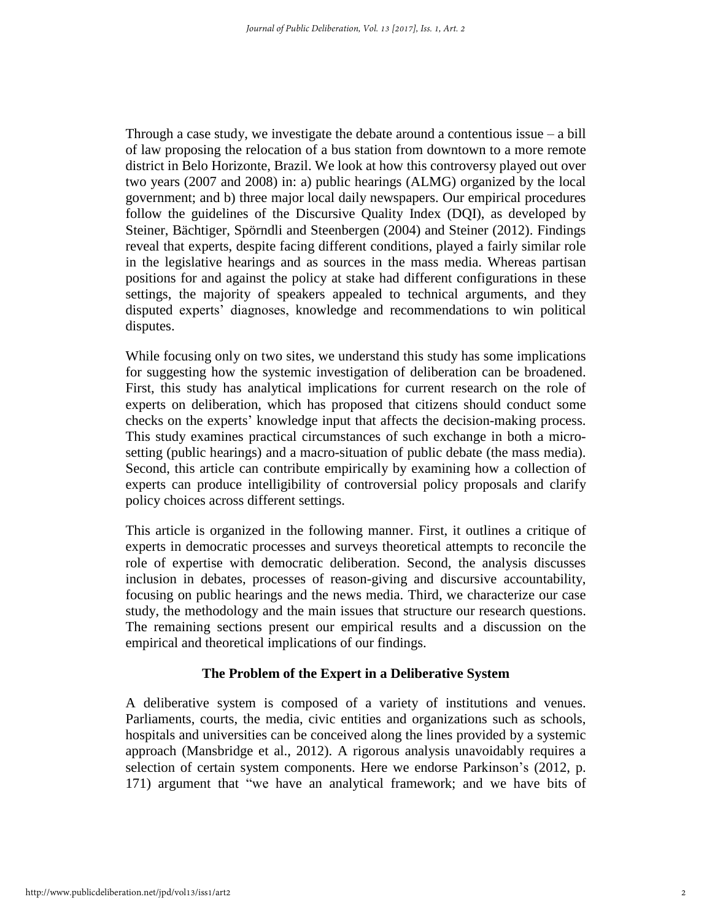Through a case study, we investigate the debate around a contentious issue – a bill of law proposing the relocation of a bus station from downtown to a more remote district in Belo Horizonte, Brazil. We look at how this controversy played out over two years (2007 and 2008) in: a) public hearings (ALMG) organized by the local government; and b) three major local daily newspapers. Our empirical procedures follow the guidelines of the Discursive Quality Index (DQI), as developed by Steiner, Bächtiger, Spörndli and Steenbergen (2004) and Steiner (2012). Findings reveal that experts, despite facing different conditions, played a fairly similar role in the legislative hearings and as sources in the mass media. Whereas partisan positions for and against the policy at stake had different configurations in these settings, the majority of speakers appealed to technical arguments, and they disputed experts' diagnoses, knowledge and recommendations to win political disputes.

While focusing only on two sites, we understand this study has some implications for suggesting how the systemic investigation of deliberation can be broadened. First, this study has analytical implications for current research on the role of experts on deliberation, which has proposed that citizens should conduct some checks on the experts' knowledge input that affects the decision-making process. This study examines practical circumstances of such exchange in both a micro-setting (public hearings) and a macro-situation of public debate (the mass media). Second, this article can contribute empirically by examining how a collection of experts can produce intelligibility of controversial policy proposals and clarify policy choices across different settings.

This article is organized in the following manner. First, it outlines a critique of experts in democratic processes and surveys theoretical attempts to reconcile the role of expertise with democratic deliberation. Second, the analysis discusses inclusion in debates, processes of reason-giving and discursive accountability, focusing on public hearings and the news media. Third, we characterize our case study, the methodology and the main issues that structure our research questions. The remaining sections present our empirical results and a discussion on the empirical and theoretical implications of our findings.

## The Problem of the Expert in a Deliberative System

A deliberative system is composed of a variety of institutions and venues. Parliaments, courts, the media, civic entities and organizations such as schools, hospitals and universities can be conceived along the lines provided by a systemic approach (Mansbridge et al., 2012). A rigorous analysis unavoidably requires a selection of certain system components. Here we endorse Parkinson's (2012, p. 171) argument that "we have an analytical framework; and we have bits of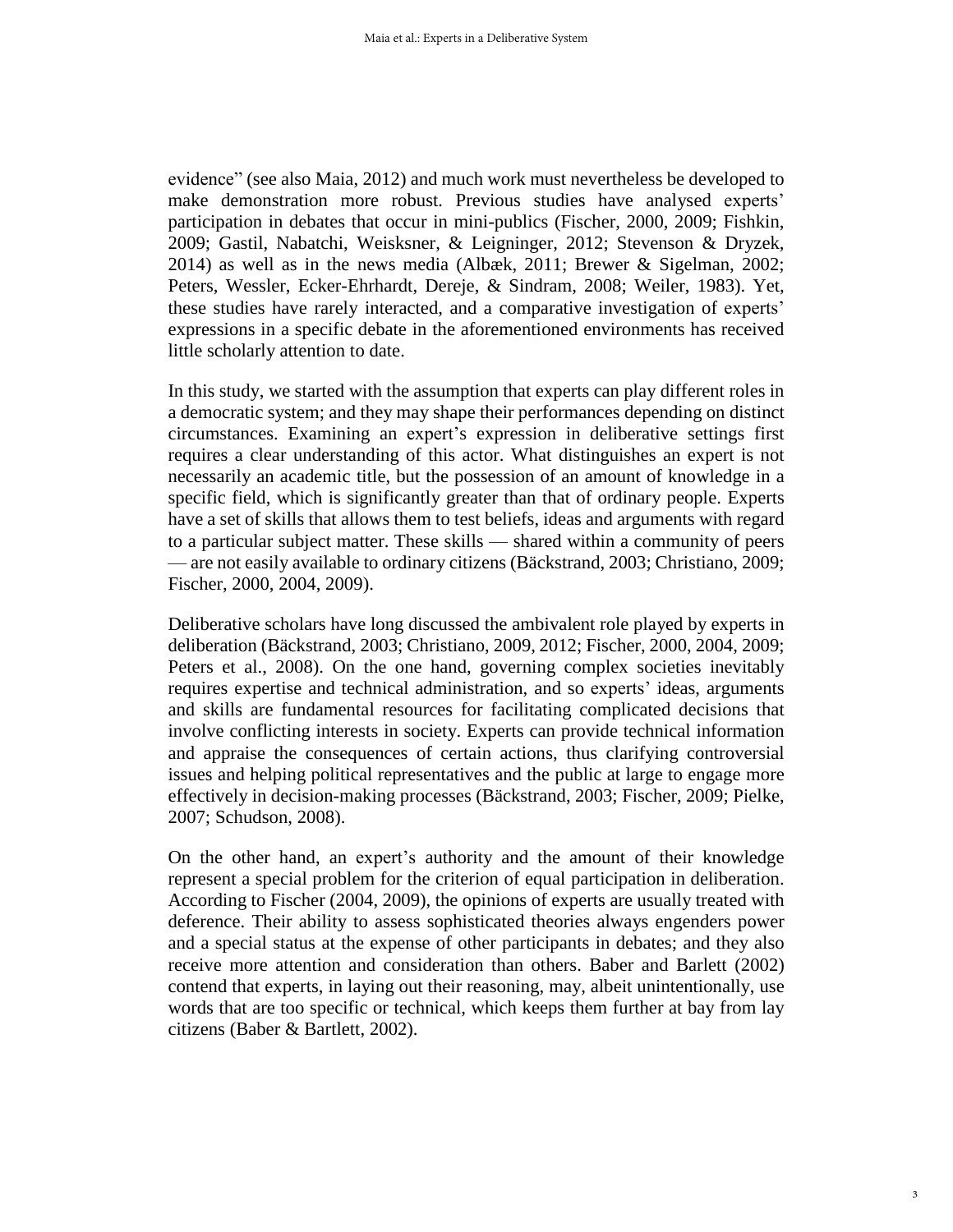evidence" (see also Maia, 2012) and much work must nevertheless be developed to make demonstration more robust. Previous studies have analysed experts' participation in debates that occur in mini-publics (Fischer, 2000, 2009; Fishkin, 2009; Gastil, Nabatchi, Weisksner, & Leigninger, 2012; Stevenson & Dryzek, 2014) as well as in the news media (Albæk, 2011; Brewer & Sigelman, 2002; Peters, Wessler, Ecker-Ehrhardt, Dereje, & Sindram, 2008; Weiler, 1983). Yet, these studies have rarely interacted, and a comparative investigation of experts' expressions in a specific debate in the aforementioned environments has received little scholarly attention to date.

In this study, we started with the assumption that experts can play different roles in a democratic system; and they may shape their performances depending on distinct circumstances. Examining an expert's expression in deliberative settings first requires a clear understanding of this actor. What distinguishes an expert is not necessarily an academic title, but the possession of an amount of knowledge in a specific field, which is significantly greater than that of ordinary people. Experts have a set of skills that allows them to test beliefs, ideas and arguments with regard to a particular subject matter. These skills — shared within a community of peers — are not easily available to ordinary citizens (Bäckstrand, 2003; Christiano, 2009; Fischer, 2000, 2004, 2009).

Deliberative scholars have long discussed the ambivalent role played by experts in deliberation (Bäckstrand, 2003; Christiano, 2009, 2012; Fischer, 2000, 2004, 2009; Peters et al., 2008). On the one hand, governing complex societies inevitably requires expertise and technical administration, and so experts' ideas, arguments and skills are fundamental resources for facilitating complicated decisions that involve conflicting interests in society. Experts can provide technical information and appraise the consequences of certain actions, thus clarifying controversial issues and helping political representatives and the public at large to engage more effectively in decision-making processes (Bäckstrand, 2003; Fischer, 2009; Pielke, 2007; Schudson, 2008).

On the other hand, an expert's authority and the amount of their knowledge represent a special problem for the criterion of equal participation in deliberation. According to Fischer (2004, 2009), the opinions of experts are usually treated with deference. Their ability to assess sophisticated theories always engenders power and a special status at the expense of other participants in debates; and they also receive more attention and consideration than others. Baber and Barlett (2002) contend that experts, in laying out their reasoning, may, albeit unintentionally, use words that are too specific or technical, which keeps them further at bay from lay citizens (Baber & Bartlett, 2002).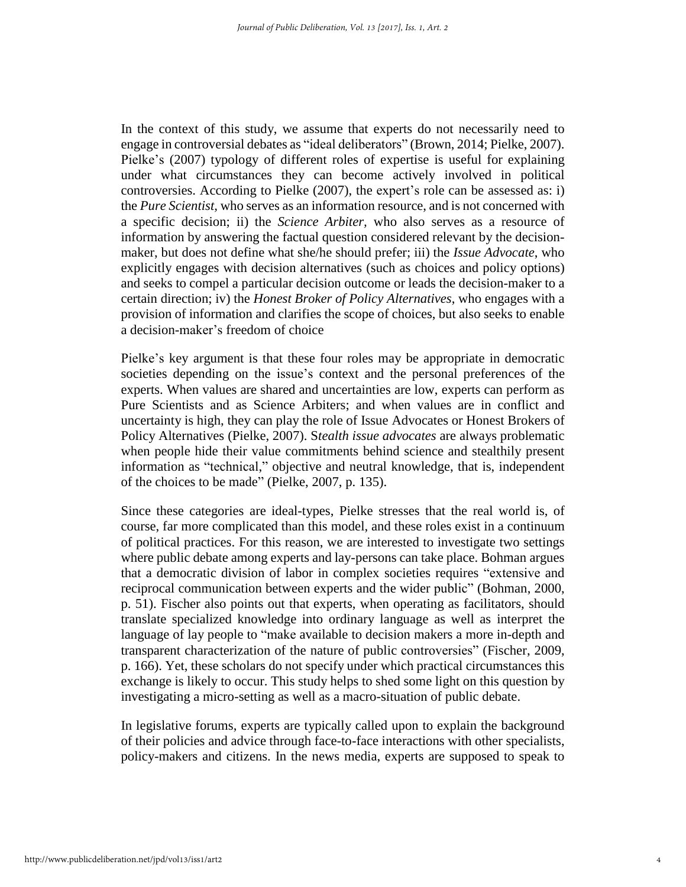In the context of this study, we assume that experts do not necessarily need to engage in controversial debates as "ideal deliberators" (Brown, 2014; Pielke, 2007). Pielke's (2007) typology of different roles of expertise is useful for explaining under what circumstances they can become actively involved in political controversies. According to Pielke (2007), the expert's role can be assessed as: i) the *Pure Scientist*, who serves as an information resource, and is not concerned with a specific decision; ii) the *Science Arbiter*, who also serves as a resource of information by answering the factual question considered relevant by the decision-maker, but does not define what she/he should prefer; iii) the *Issue Advocate*, who explicitly engages with decision alternatives (such as choices and policy options) and seeks to compel a particular decision outcome or leads the decision-maker to a certain direction; iv) the *Honest Broker of Policy Alternatives*, who engages with a provision of information and clarifies the scope of choices, but also seeks to enable a decision-maker's freedom of choice

Pielke's key argument is that these four roles may be appropriate in democratic societies depending on the issue's context and the personal preferences of the experts. When values are shared and uncertainties are low, experts can perform as Pure Scientists and as Science Arbiters; and when values are in conflict and uncertainty is high, they can play the role of Issue Advocates or Honest Brokers of Policy Alternatives (Pielke, 2007). S*tealth issue advocates* are always problematic when people hide their value commitments behind science and stealthily present information as "technical," objective and neutral knowledge, that is, independent of the choices to be made" (Pielke, 2007, p. 135).

Since these categories are ideal-types, Pielke stresses that the real world is, of course, far more complicated than this model, and these roles exist in a continuum of political practices. For this reason, we are interested to investigate two settings where public debate among experts and lay-persons can take place. Bohman argues that a democratic division of labor in complex societies requires "extensive and reciprocal communication between experts and the wider public" (Bohman, 2000, p. 51). Fischer also points out that experts, when operating as facilitators, should translate specialized knowledge into ordinary language as well as interpret the language of lay people to "make available to decision makers a more in-depth and transparent characterization of the nature of public controversies" (Fischer, 2009, p. 166). Yet, these scholars do not specify under which practical circumstances this exchange is likely to occur. This study helps to shed some light on this question by investigating a micro-setting as well as a macro-situation of public debate.

In legislative forums, experts are typically called upon to explain the background of their policies and advice through face-to-face interactions with other specialists, policy-makers and citizens. In the news media, experts are supposed to speak to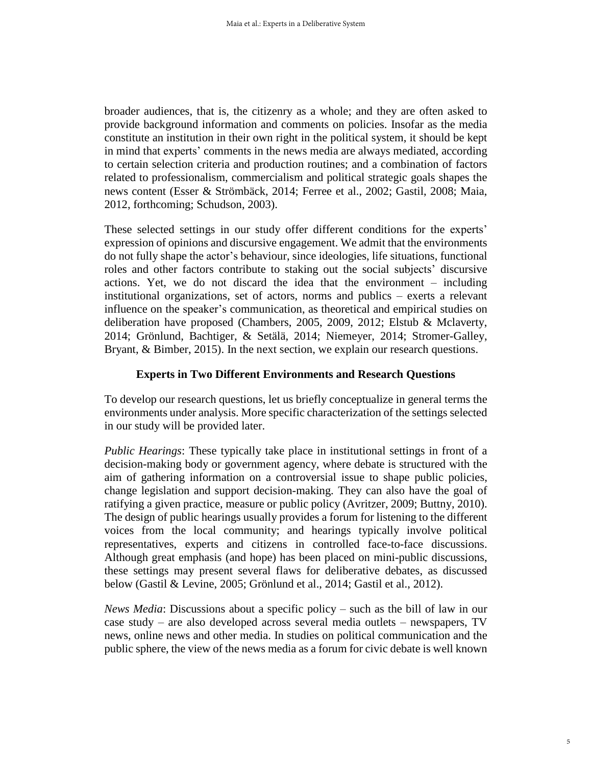broader audiences, that is, the citizenry as a whole; and they are often asked to provide background information and comments on policies. Insofar as the media constitute an institution in their own right in the political system, it should be kept in mind that experts' comments in the news media are always mediated, according to certain selection criteria and production routines; and a combination of factors related to professionalism, commercialism and political strategic goals shapes the news content (Esser & Strömbäck, 2014; Ferree et al., 2002; Gastil, 2008; Maia, 2012, forthcoming; Schudson, 2003).

These selected settings in our study offer different conditions for the experts' expression of opinions and discursive engagement. We admit that the environments do not fully shape the actor's behaviour, since ideologies, life situations, functional roles and other factors contribute to staking out the social subjects' discursive actions. Yet, we do not discard the idea that the environment – including institutional organizations, set of actors, norms and publics – exerts a relevant influence on the speaker's communication, as theoretical and empirical studies on deliberation have proposed (Chambers, 2005, 2009, 2012; Elstub & Mclaverty, 2014; Grönlund, Bachtiger, & Setälä, 2014; Niemeyer, 2014; Stromer-Galley, Bryant, & Bimber, 2015). In the next section, we explain our research questions.

## Experts in Two Different Environments and Research Questions

To develop our research questions, let us briefly conceptualize in general terms the environments under analysis. More specific characterization of the settings selected in our study will be provided later.

*Public Hearings*: These typically take place in institutional settings in front of a decision-making body or government agency, where debate is structured with the aim of gathering information on a controversial issue to shape public policies, change legislation and support decision-making. They can also have the goal of ratifying a given practice, measure or public policy (Avritzer, 2009; Buttny, 2010). The design of public hearings usually provides a forum for listening to the different voices from the local community; and hearings typically involve political representatives, experts and citizens in controlled face-to-face discussions. Although great emphasis (and hope) has been placed on mini-public discussions, these settings may present several flaws for deliberative debates, as discussed below (Gastil & Levine, 2005; Grönlund et al., 2014; Gastil et al., 2012).

*News Media*: Discussions about a specific policy – such as the bill of law in our case study – are also developed across several media outlets – newspapers, TV news, online news and other media. In studies on political communication and the public sphere, the view of the news media as a forum for civic debate is well known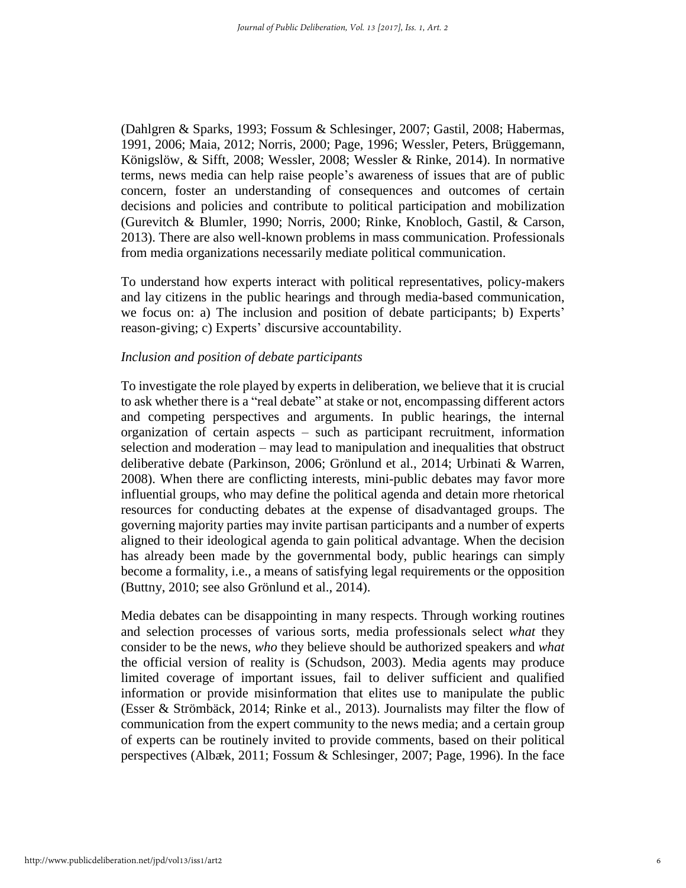(Dahlgren & Sparks, 1993; Fossum & Schlesinger, 2007; Gastil, 2008; Habermas, 1991, 2006; Maia, 2012; Norris, 2000; Page, 1996; Wessler, Peters, Brüggemann, Königslöw, & Sifft, 2008; Wessler, 2008; Wessler & Rinke, 2014). In normative terms, news media can help raise people's awareness of issues that are of public concern, foster an understanding of consequences and outcomes of certain decisions and policies and contribute to political participation and mobilization (Gurevitch & Blumler, 1990; Norris, 2000; Rinke, Knobloch, Gastil, & Carson, 2013). There are also well-known problems in mass communication. Professionals from media organizations necessarily mediate political communication.

To understand how experts interact with political representatives, policy-makers and lay citizens in the public hearings and through media-based communication, we focus on: a) The inclusion and position of debate participants; b) Experts' reason-giving; c) Experts' discursive accountability.

*Inclusion and position of debate participants*

To investigate the role played by experts in deliberation, we believe that it is crucial to ask whether there is a "real debate" at stake or not, encompassing different actors and competing perspectives and arguments. In public hearings, the internal organization of certain aspects – such as participant recruitment, information selection and moderation – may lead to manipulation and inequalities that obstruct deliberative debate (Parkinson, 2006; Grönlund et al., 2014; Urbinati & Warren, 2008). When there are conflicting interests, mini-public debates may favor more influential groups, who may define the political agenda and detain more rhetorical resources for conducting debates at the expense of disadvantaged groups. The governing majority parties may invite partisan participants and a number of experts aligned to their ideological agenda to gain political advantage. When the decision has already been made by the governmental body, public hearings can simply become a formality, i.e., a means of satisfying legal requirements or the opposition (Buttny, 2010; see also Grönlund et al., 2014).

Media debates can be disappointing in many respects. Through working routines and selection processes of various sorts, media professionals select *what* they consider to be the news, *who* they believe should be authorized speakers and *what* the official version of reality is (Schudson, 2003). Media agents may produce limited coverage of important issues, fail to deliver sufficient and qualified information or provide misinformation that elites use to manipulate the public (Esser & Strömbäck, 2014; Rinke et al., 2013). Journalists may filter the flow of communication from the expert community to the news media; and a certain group of experts can be routinely invited to provide comments, based on their political perspectives (Albæk, 2011; Fossum & Schlesinger, 2007; Page, 1996). In the face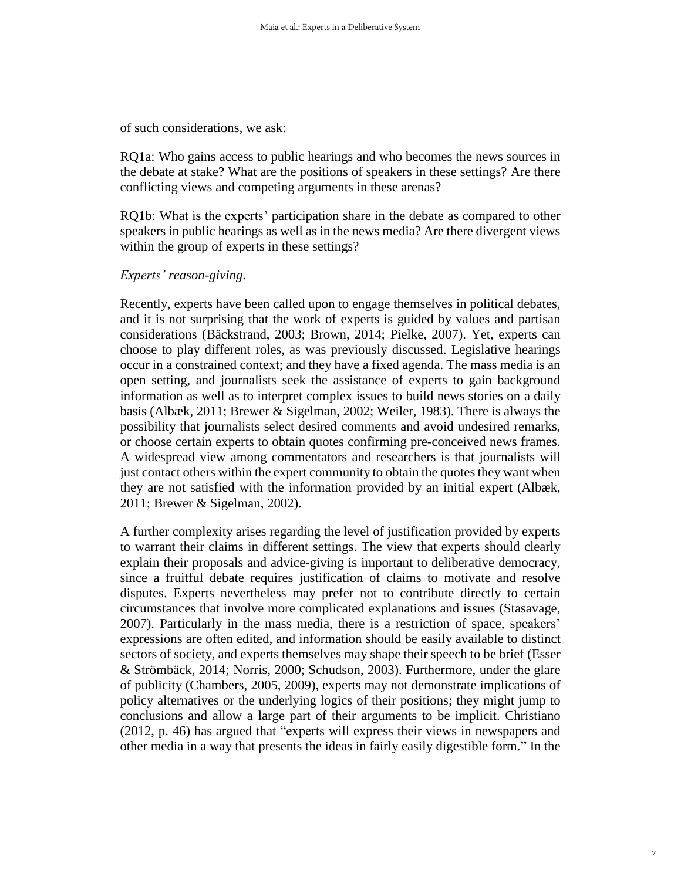of such considerations, we ask:

RQ1a: Who gains access to public hearings and who becomes the news sources in the debate at stake? What are the positions of speakers in these settings? Are there conflicting views and competing arguments in these arenas?

RQ1b: What is the experts' participation share in the debate as compared to other speakers in public hearings as well as in the news media? Are there divergent views within the group of experts in these settings?

*Experts' reason-giving*.

Recently, experts have been called upon to engage themselves in political debates, and it is not surprising that the work of experts is guided by values and partisan considerations (Bäckstrand, 2003; Brown, 2014; Pielke, 2007). Yet, experts can choose to play different roles, as was previously discussed. Legislative hearings occur in a constrained context; and they have a fixed agenda. The mass media is an open setting, and journalists seek the assistance of experts to gain background information as well as to interpret complex issues to build news stories on a daily basis (Albæk, 2011; Brewer & Sigelman, 2002; Weiler, 1983). There is always the possibility that journalists select desired comments and avoid undesired remarks, or choose certain experts to obtain quotes confirming pre-conceived news frames. A widespread view among commentators and researchers is that journalists will just contact others within the expert community to obtain the quotes they want when they are not satisfied with the information provided by an initial expert (Albæk, 2011; Brewer & Sigelman, 2002).

A further complexity arises regarding the level of justification provided by experts to warrant their claims in different settings. The view that experts should clearly explain their proposals and advice-giving is important to deliberative democracy, since a fruitful debate requires justification of claims to motivate and resolve disputes. Experts nevertheless may prefer not to contribute directly to certain circumstances that involve more complicated explanations and issues (Stasavage, 2007). Particularly in the mass media, there is a restriction of space, speakers' expressions are often edited, and information should be easily available to distinct sectors of society, and experts themselves may shape their speech to be brief (Esser & Strömbäck, 2014; Norris, 2000; Schudson, 2003). Furthermore, under the glare of publicity (Chambers, 2005, 2009), experts may not demonstrate implications of policy alternatives or the underlying logics of their positions; they might jump to conclusions and allow a large part of their arguments to be implicit. Christiano (2012, p. 46) has argued that "experts will express their views in newspapers and other media in a way that presents the ideas in fairly easily digestible form." In the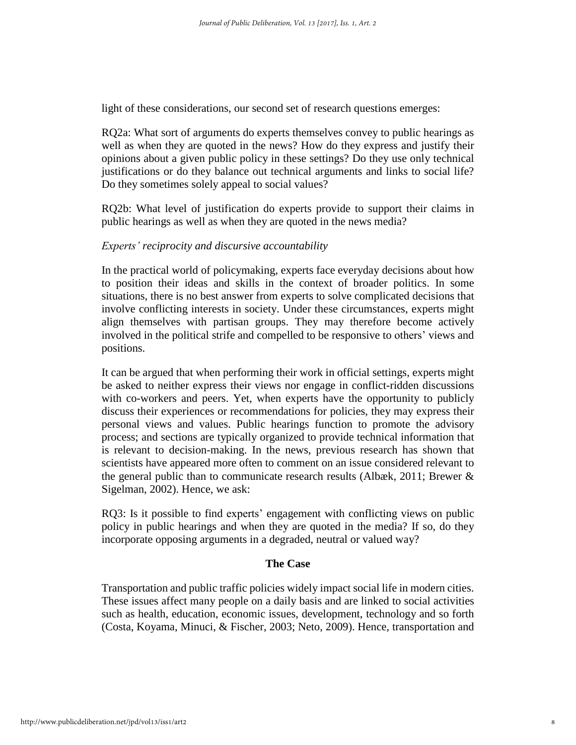light of these considerations, our second set of research questions emerges:

RQ2a: What sort of arguments do experts themselves convey to public hearings as well as when they are quoted in the news? How do they express and justify their opinions about a given public policy in these settings? Do they use only technical justifications or do they balance out technical arguments and links to social life? Do they sometimes solely appeal to social values?

RQ2b: What level of justification do experts provide to support their claims in public hearings as well as when they are quoted in the news media?

*Experts' reciprocity and discursive accountability*

In the practical world of policymaking, experts face everyday decisions about how to position their ideas and skills in the context of broader politics. In some situations, there is no best answer from experts to solve complicated decisions that involve conflicting interests in society. Under these circumstances, experts might align themselves with partisan groups. They may therefore become actively involved in the political strife and compelled to be responsive to others' views and positions.

It can be argued that when performing their work in official settings, experts might be asked to neither express their views nor engage in conflict-ridden discussions with co-workers and peers. Yet, when experts have the opportunity to publicly discuss their experiences or recommendations for policies, they may express their personal views and values. Public hearings function to promote the advisory process; and sections are typically organized to provide technical information that is relevant to decision-making. In the news, previous research has shown that scientists have appeared more often to comment on an issue considered relevant to the general public than to communicate research results (Albæk, 2011; Brewer & Sigelman, 2002). Hence, we ask:

RQ3: Is it possible to find experts' engagement with conflicting views on public policy in public hearings and when they are quoted in the media? If so, do they incorporate opposing arguments in a degraded, neutral or valued way?

## The Case

Transportation and public traffic policies widely impact social life in modern cities. These issues affect many people on a daily basis and are linked to social activities such as health, education, economic issues, development, technology and so forth (Costa, Koyama, Minuci, & Fischer, 2003; Neto, 2009). Hence, transportation and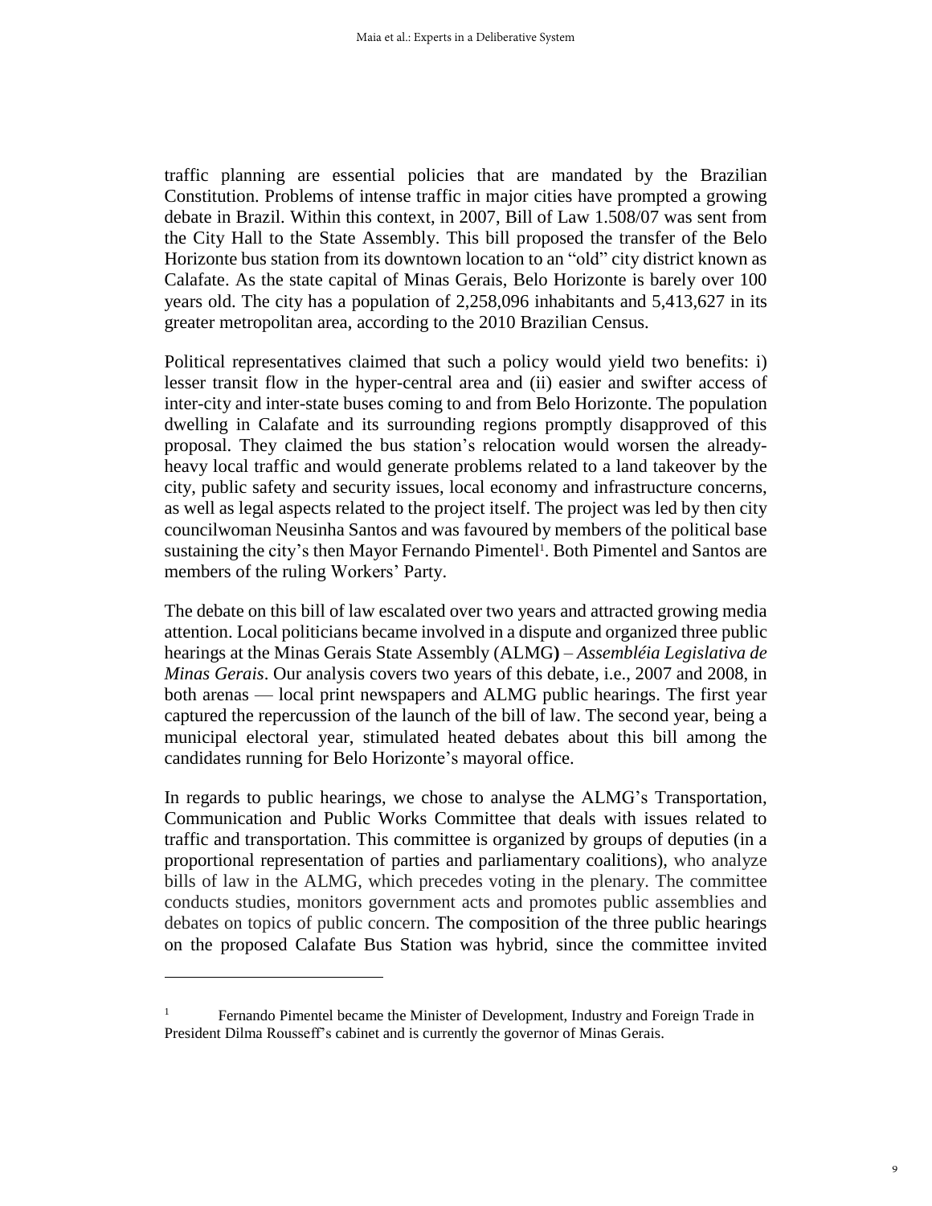traffic planning are essential policies that are mandated by the Brazilian Constitution. Problems of intense traffic in major cities have prompted a growing debate in Brazil. Within this context, in 2007, Bill of Law 1.508/07 was sent from the City Hall to the State Assembly. This bill proposed the transfer of the Belo Horizonte bus station from its downtown location to an "old" city district known as Calafate. As the state capital of Minas Gerais, Belo Horizonte is barely over 100 years old. The city has a population of 2,258,096 inhabitants and 5,413,627 in its greater metropolitan area, according to the 2010 Brazilian Census.

Political representatives claimed that such a policy would yield two benefits: i) lesser transit flow in the hyper-central area and (ii) easier and swifter access of inter-city and inter-state buses coming to and from Belo Horizonte. The population dwelling in Calafate and its surrounding regions promptly disapproved of this proposal. They claimed the bus station's relocation would worsen the already-heavy local traffic and would generate problems related to a land takeover by the city, public safety and security issues, local economy and infrastructure concerns, as well as legal aspects related to the project itself. The project was led by then city councilwoman Neusinha Santos and was favoured by members of the political base sustaining the city's then Mayor Fernando Pimentel[1]. Both Pimentel and Santos are members of the ruling Workers' Party.

The debate on this bill of law escalated over two years and attracted growing media attention. Local politicians became involved in a dispute and organized three public hearings at the Minas Gerais State Assembly (ALMG) – *Assembléia Legislativa de Minas Gerais*. Our analysis covers two years of this debate, i.e., 2007 and 2008, in both arenas — local print newspapers and ALMG public hearings. The first year captured the repercussion of the launch of the bill of law. The second year, being a municipal electoral year, stimulated heated debates about this bill among the candidates running for Belo Horizonte's mayoral office.

In regards to public hearings, we chose to analyse the ALMG's Transportation, Communication and Public Works Committee that deals with issues related to traffic and transportation. This committee is organized by groups of deputies (in a proportional representation of parties and parliamentary coalitions), who analyze bills of law in the ALMG, which precedes voting in the plenary. The committee conducts studies, monitors government acts and promotes public assemblies and debates on topics of public concern. The composition of the three public hearings on the proposed Calafate Bus Station was hybrid, since the committee invited

[1] Fernando Pimentel became the Minister of Development, Industry and Foreign Trade in President Dilma Rousseff's cabinet and is currently the governor of Minas Gerais.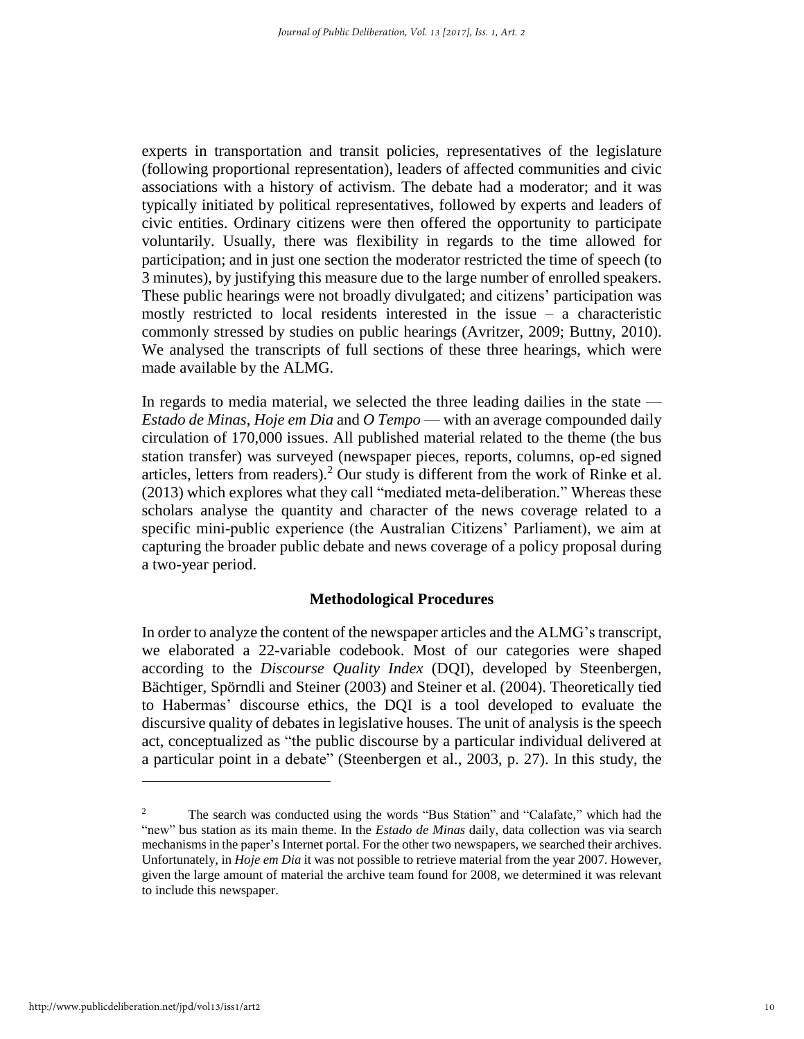experts in transportation and transit policies, representatives of the legislature (following proportional representation), leaders of affected communities and civic associations with a history of activism. The debate had a moderator; and it was typically initiated by political representatives, followed by experts and leaders of civic entities. Ordinary citizens were then offered the opportunity to participate voluntarily. Usually, there was flexibility in regards to the time allowed for participation; and in just one section the moderator restricted the time of speech (to 3 minutes), by justifying this measure due to the large number of enrolled speakers. These public hearings were not broadly divulgated; and citizens' participation was mostly restricted to local residents interested in the issue – a characteristic commonly stressed by studies on public hearings (Avritzer, 2009; Buttny, 2010). We analysed the transcripts of full sections of these three hearings, which were made available by the ALMG.

In regards to media material, we selected the three leading dailies in the state — *Estado de Minas*, *Hoje em Dia* and *O Tempo* — with an average compounded daily circulation of 170,000 issues. All published material related to the theme (the bus station transfer) was surveyed (newspaper pieces, reports, columns, op-ed signed articles, letters from readers).[2] Our study is different from the work of Rinke et al. (2013) which explores what they call "mediated meta-deliberation." Whereas these scholars analyse the quantity and character of the news coverage related to a specific mini-public experience (the Australian Citizens' Parliament), we aim at capturing the broader public debate and news coverage of a policy proposal during a two-year period.

## Methodological Procedures

In order to analyze the content of the newspaper articles and the ALMG's transcript, we elaborated a 22-variable codebook. Most of our categories were shaped according to the *Discourse Quality Index* (DQI), developed by Steenbergen, Bächtiger, Spörndli and Steiner (2003) and Steiner et al. (2004). Theoretically tied to Habermas' discourse ethics, the DQI is a tool developed to evaluate the discursive quality of debates in legislative houses. The unit of analysis is the speech act, conceptualized as "the public discourse by a particular individual delivered at a particular point in a debate" (Steenbergen et al., 2003, p. 27). In this study, the

---

[2] The search was conducted using the words "Bus Station" and "Calafate," which had the "new" bus station as its main theme. In the *Estado de Minas* daily, data collection was via search mechanisms in the paper's Internet portal. For the other two newspapers, we searched their archives. Unfortunately, in *Hoje em Dia* it was not possible to retrieve material from the year 2007. However, given the large amount of material the archive team found for 2008, we determined it was relevant to include this newspaper.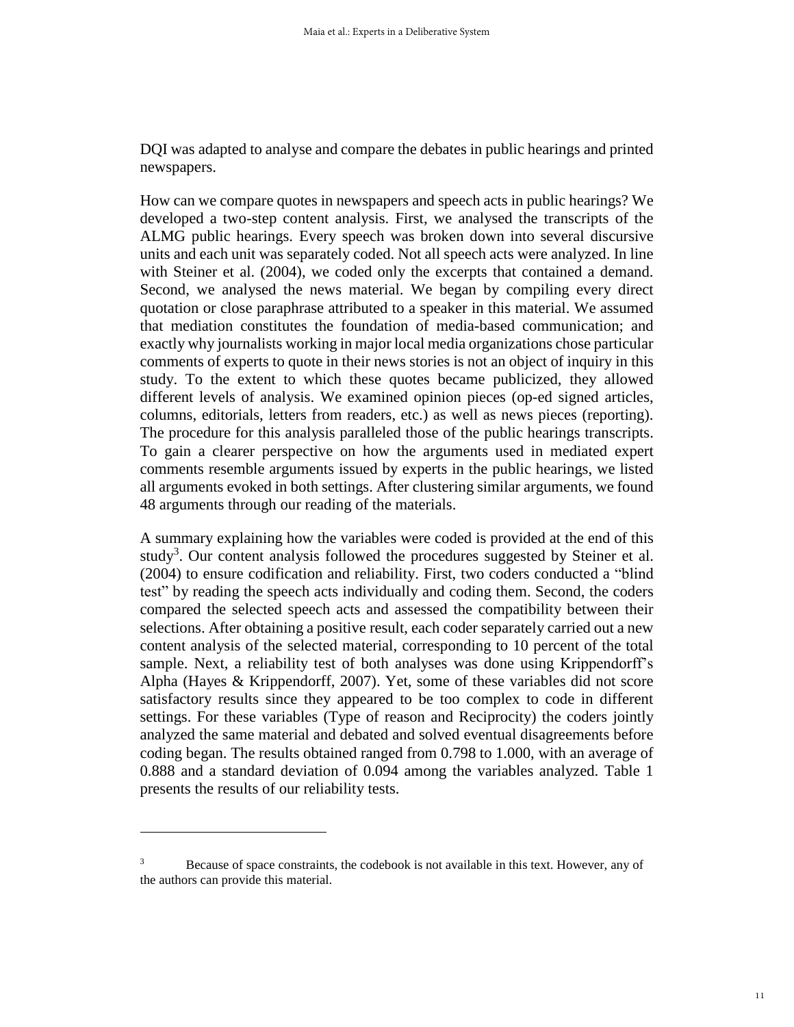DQI was adapted to analyse and compare the debates in public hearings and printed newspapers.

How can we compare quotes in newspapers and speech acts in public hearings? We developed a two-step content analysis. First, we analysed the transcripts of the ALMG public hearings. Every speech was broken down into several discursive units and each unit was separately coded. Not all speech acts were analyzed. In line with Steiner et al. (2004), we coded only the excerpts that contained a demand. Second, we analysed the news material. We began by compiling every direct quotation or close paraphrase attributed to a speaker in this material. We assumed that mediation constitutes the foundation of media-based communication; and exactly why journalists working in major local media organizations chose particular comments of experts to quote in their news stories is not an object of inquiry in this study. To the extent to which these quotes became publicized, they allowed different levels of analysis. We examined opinion pieces (op-ed signed articles, columns, editorials, letters from readers, etc.) as well as news pieces (reporting). The procedure for this analysis paralleled those of the public hearings transcripts. To gain a clearer perspective on how the arguments used in mediated expert comments resemble arguments issued by experts in the public hearings, we listed all arguments evoked in both settings. After clustering similar arguments, we found 48 arguments through our reading of the materials.

A summary explaining how the variables were coded is provided at the end of this study[3]. Our content analysis followed the procedures suggested by Steiner et al. (2004) to ensure codification and reliability. First, two coders conducted a "blind test" by reading the speech acts individually and coding them. Second, the coders compared the selected speech acts and assessed the compatibility between their selections. After obtaining a positive result, each coder separately carried out a new content analysis of the selected material, corresponding to 10 percent of the total sample. Next, a reliability test of both analyses was done using Krippendorff's Alpha (Hayes & Krippendorff, 2007). Yet, some of these variables did not score satisfactory results since they appeared to be too complex to code in different settings. For these variables (Type of reason and Reciprocity) the coders jointly analyzed the same material and debated and solved eventual disagreements before coding began. The results obtained ranged from 0.798 to 1.000, with an average of 0.888 and a standard deviation of 0.094 among the variables analyzed. Table 1 presents the results of our reliability tests.

---

[3] Because of space constraints, the codebook is not available in this text. However, any of the authors can provide this material.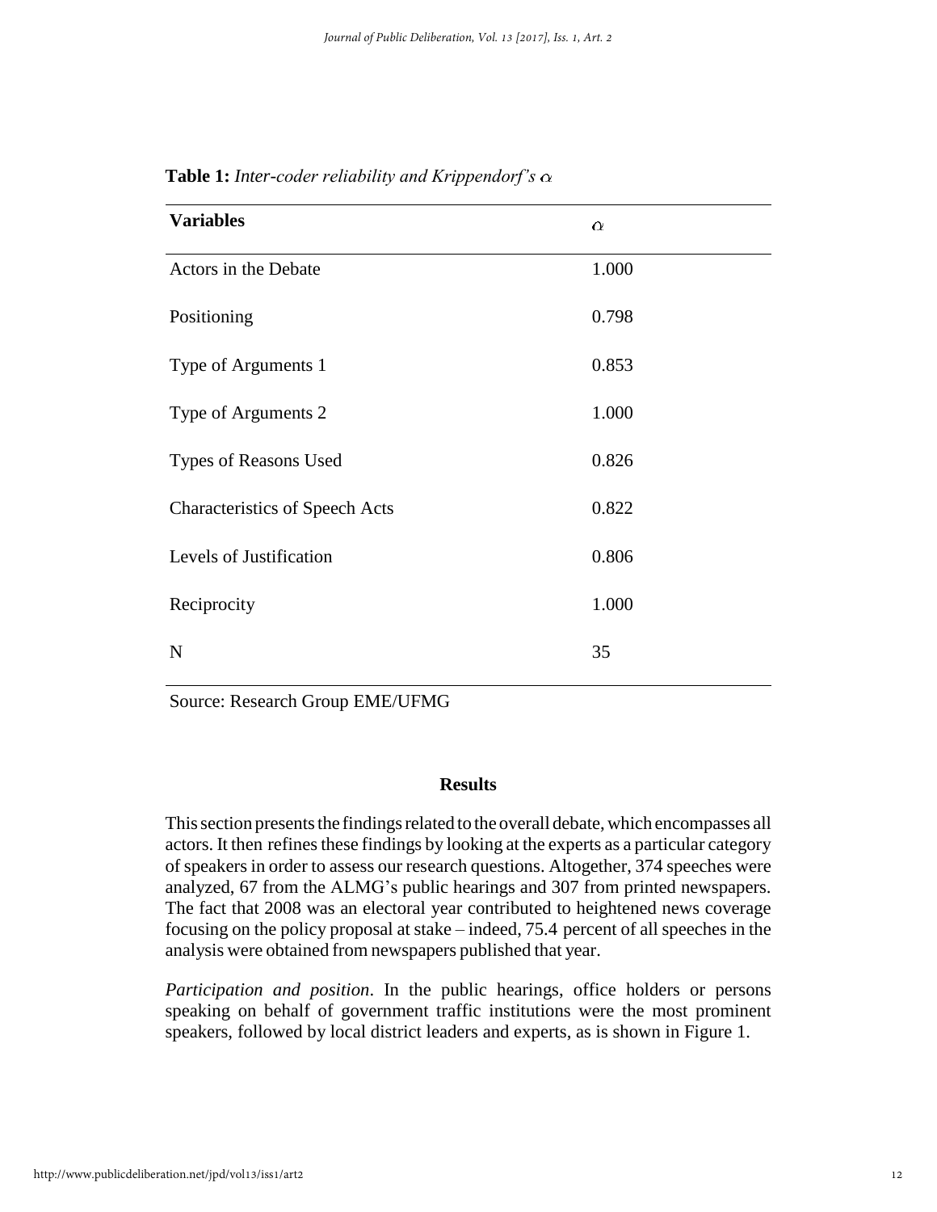**Table 1:** *Inter-coder reliability and Krippendorf's $\alpha$*

| Variables | $\alpha$ |
|---|---|
| Actors in the Debate | 1.000 |
| Positioning | 0.798 |
| Type of Arguments 1 | 0.853 |
| Type of Arguments 2 | 1.000 |
| Types of Reasons Used | 0.826 |
| Characteristics of Speech Acts | 0.822 |
| Levels of Justification | 0.806 |
| Reciprocity | 1.000 |
| N | 35 |

Source: Research Group EME/UFMG

## Results

This section presents the findings related to the overall debate, which encompasses all actors. It then refines these findings by looking at the experts as a particular category of speakers in order to assess our research questions. Altogether, 374 speeches were analyzed, 67 from the ALMG's public hearings and 307 from printed newspapers. The fact that 2008 was an electoral year contributed to heightened news coverage focusing on the policy proposal at stake – indeed, 75.4 percent of all speeches in the analysis were obtained from newspapers published that year.

*Participation and position*. In the public hearings, office holders or persons speaking on behalf of government traffic institutions were the most prominent speakers, followed by local district leaders and experts, as is shown in Figure 1.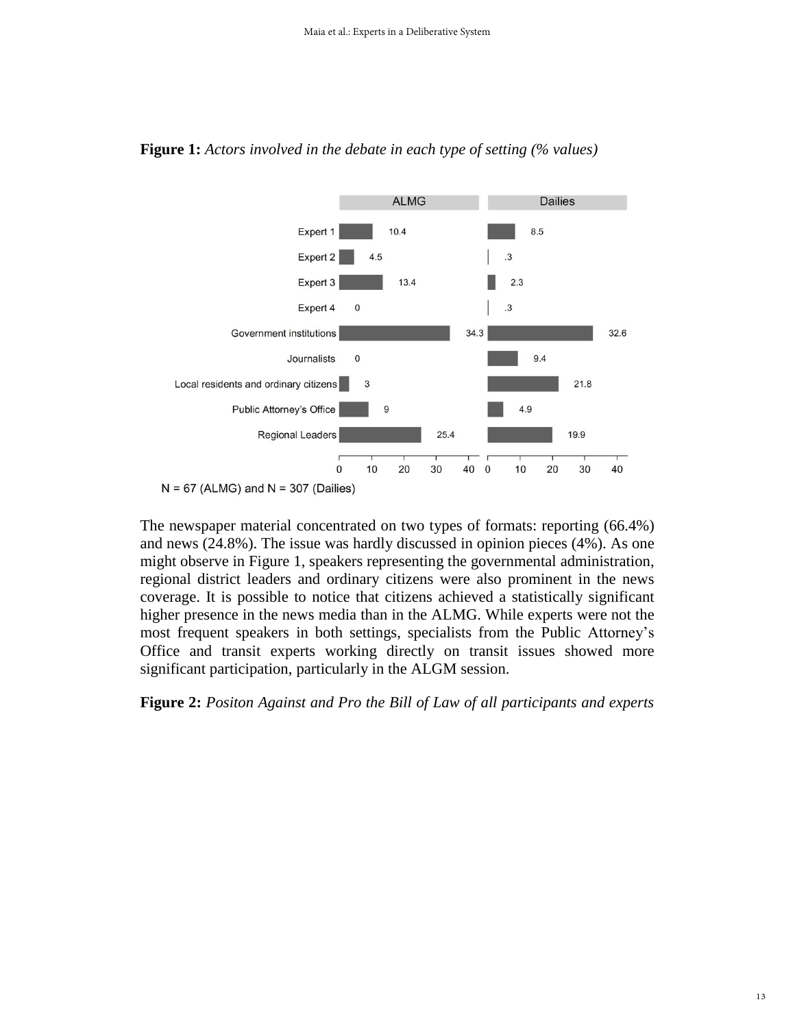**Figure 1:** *Actors involved in the debate in each type of setting (% values)*

| | ALMG | Dailies |
|---|---|---|
| Expert 1 | 10.4 | 8.5 |
| Expert 2 | 4.5 | .3 |
| Expert 3 | 13.4 | 2.3 |
| Expert 4 | 0 | .3 |
| Government institutions | 34.3 | 32.6 |
| Journalists | 0 | 9.4 |
| Local residents and ordinary citizens | 3 | 21.8 |
| Public Attorney's Office | 9 | 4.9 |
| Regional Leaders | 25.4 | 19.9 |

N = 67 (ALMG) and N = 307 (Dailies)

The newspaper material concentrated on two types of formats: reporting (66.4%) and news (24.8%). The issue was hardly discussed in opinion pieces (4%). As one might observe in Figure 1, speakers representing the governmental administration, regional district leaders and ordinary citizens were also prominent in the news coverage. It is possible to notice that citizens achieved a statistically significant higher presence in the news media than in the ALMG. While experts were not the most frequent speakers in both settings, specialists from the Public Attorney's Office and transit experts working directly on transit issues showed more significant participation, particularly in the ALGM session.

**Figure 2:** *Positon Against and Pro the Bill of Law of all participants and experts*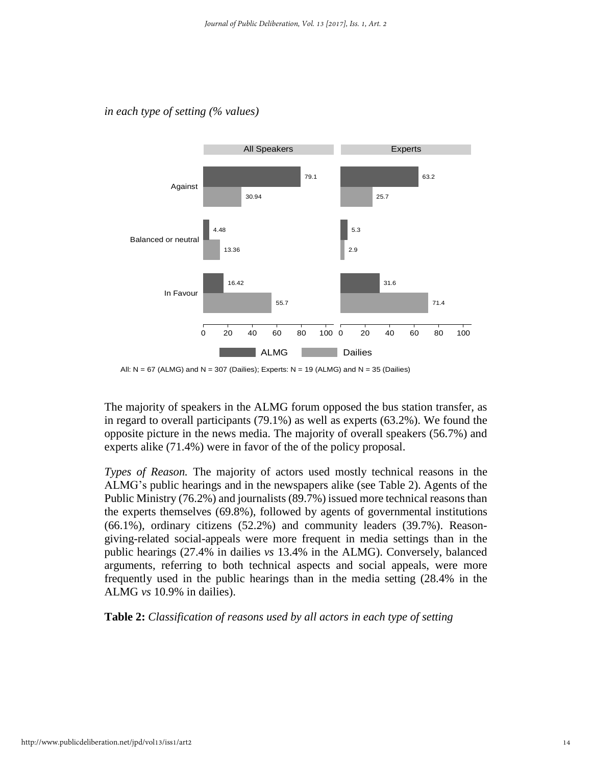*in each type of setting (% values)*

| | All Speakers – ALMG | All Speakers – Dailies | Experts – ALMG | Experts – Dailies |
|---|---|---|---|---|
| Against | 79.1 | 30.94 | 63.2 | 25.7 |
| Balanced or neutral | 4.48 | 13.36 | 5.3 | 2.9 |
| In Favour | 16.42 | 55.7 | 31.6 | 71.4 |

All: N = 67 (ALMG) and N = 307 (Dailies); Experts: N = 19 (ALMG) and N = 35 (Dailies)

The majority of speakers in the ALMG forum opposed the bus station transfer, as in regard to overall participants (79.1%) as well as experts (63.2%). We found the opposite picture in the news media. The majority of overall speakers (56.7%) and experts alike (71.4%) were in favor of the of the policy proposal.

*Types of Reason.* The majority of actors used mostly technical reasons in the ALMG's public hearings and in the newspapers alike (see Table 2). Agents of the Public Ministry (76.2%) and journalists (89.7%) issued more technical reasons than the experts themselves (69.8%), followed by agents of governmental institutions (66.1%), ordinary citizens (52.2%) and community leaders (39.7%). Reason-giving-related social-appeals were more frequent in media settings than in the public hearings (27.4% in dailies *vs* 13.4% in the ALMG). Conversely, balanced arguments, referring to both technical aspects and social appeals, were more frequently used in the public hearings than in the media setting (28.4% in the ALMG *vs* 10.9% in dailies).

**Table 2:** *Classification of reasons used by all actors in each type of setting*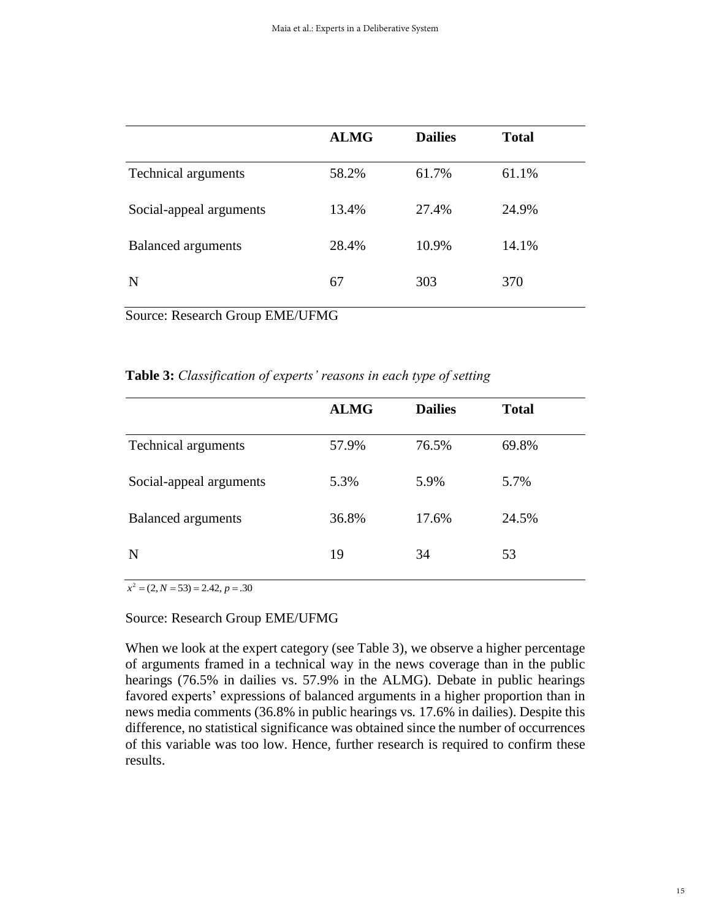| | ALMG | Dailies | Total |
|---|---|---|---|
| Technical arguments | 58.2% | 61.7% | 61.1% |
| Social-appeal arguments | 13.4% | 27.4% | 24.9% |
| Balanced arguments | 28.4% | 10.9% | 14.1% |
| N | 67 | 303 | 370 |

Source: Research Group EME/UFMG

**Table 3:** *Classification of experts' reasons in each type of setting*

| | ALMG | Dailies | Total |
|---|---|---|---|
| Technical arguments | 57.9% | 76.5% | 69.8% |
| Social-appeal arguments | 5.3% | 5.9% | 5.7% |
| Balanced arguments | 36.8% | 17.6% | 24.5% |
| N | 19 | 34 | 53 |

$x^2 = (2, N = 53) = 2.42, p = .30$

Source: Research Group EME/UFMG

When we look at the expert category (see Table 3), we observe a higher percentage of arguments framed in a technical way in the news coverage than in the public hearings (76.5% in dailies vs. 57.9% in the ALMG). Debate in public hearings favored experts' expressions of balanced arguments in a higher proportion than in news media comments (36.8% in public hearings vs. 17.6% in dailies). Despite this difference, no statistical significance was obtained since the number of occurrences of this variable was too low. Hence, further research is required to confirm these results.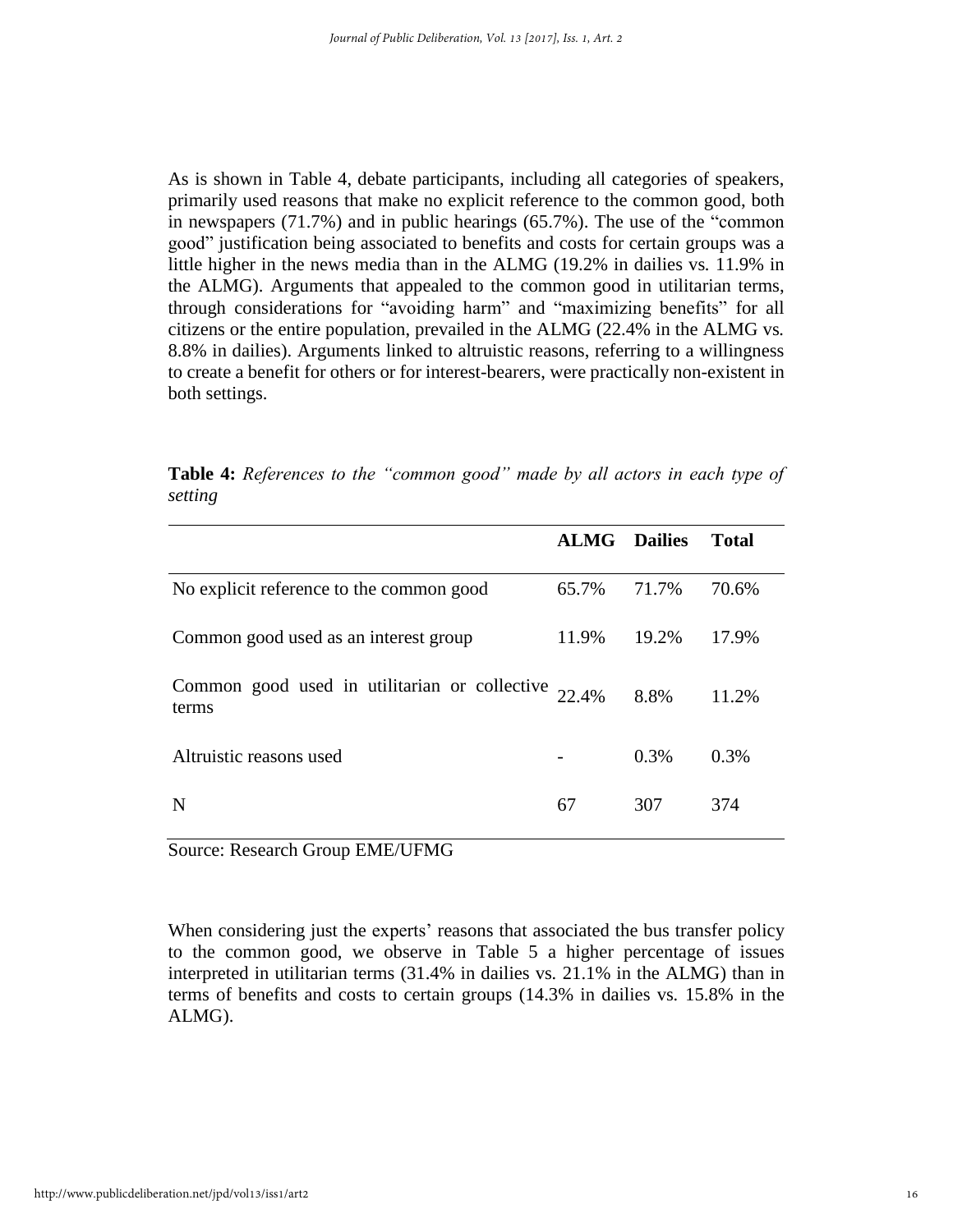As is shown in Table 4, debate participants, including all categories of speakers, primarily used reasons that make no explicit reference to the common good, both in newspapers (71.7%) and in public hearings (65.7%). The use of the "common good" justification being associated to benefits and costs for certain groups was a little higher in the news media than in the ALMG (19.2% in dailies vs. 11.9% in the ALMG). Arguments that appealed to the common good in utilitarian terms, through considerations for "avoiding harm" and "maximizing benefits" for all citizens or the entire population, prevailed in the ALMG (22.4% in the ALMG vs. 8.8% in dailies). Arguments linked to altruistic reasons, referring to a willingness to create a benefit for others or for interest-bearers, were practically non-existent in both settings.

**Table 4:** *References to the "common good" made by all actors in each type of setting*

| | ALMG | Dailies | Total |
|---|---|---|---|
| No explicit reference to the common good | 65.7% | 71.7% | 70.6% |
| Common good used as an interest group | 11.9% | 19.2% | 17.9% |
| Common good used in utilitarian or collective terms | 22.4% | 8.8% | 11.2% |
| Altruistic reasons used | - | 0.3% | 0.3% |
| N | 67 | 307 | 374 |

Source: Research Group EME/UFMG

When considering just the experts' reasons that associated the bus transfer policy to the common good, we observe in Table 5 a higher percentage of issues interpreted in utilitarian terms (31.4% in dailies vs. 21.1% in the ALMG) than in terms of benefits and costs to certain groups (14.3% in dailies vs. 15.8% in the ALMG).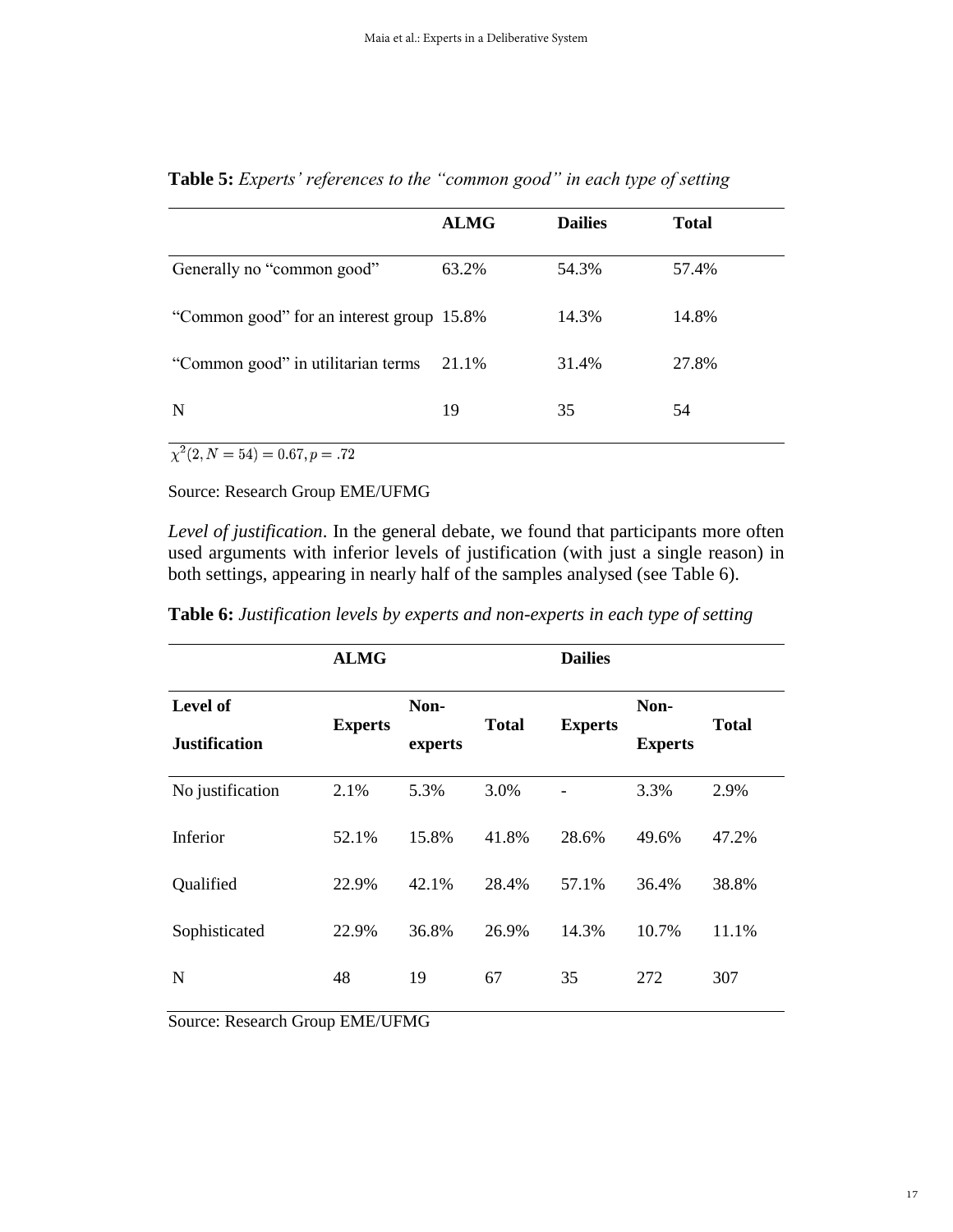**Table 5:** *Experts' references to the "common good" in each type of setting*

| | ALMG | Dailies | Total |
|---|---|---|---|
| Generally no "common good" | 63.2% | 54.3% | 57.4% |
| "Common good" for an interest group | 15.8% | 14.3% | 14.8% |
| "Common good" in utilitarian terms | 21.1% | 31.4% | 27.8% |
| N | 19 | 35 | 54 |

$\chi^2(2, N = 54) = 0.67, p = .72$

Source: Research Group EME/UFMG

*Level of justification*. In the general debate, we found that participants more often used arguments with inferior levels of justification (with just a single reason) in both settings, appearing in nearly half of the samples analysed (see Table 6).

**Table 6:** *Justification levels by experts and non-experts in each type of setting*

| | ALMG | | | Dailies | | |
|---|---|---|---|---|---|---|
| **Level of Justification** | **Experts** | **Non-experts** | **Total** | **Experts** | **Non-Experts** | **Total** |
| No justification | 2.1% | 5.3% | 3.0% | - | 3.3% | 2.9% |
| Inferior | 52.1% | 15.8% | 41.8% | 28.6% | 49.6% | 47.2% |
| Qualified | 22.9% | 42.1% | 28.4% | 57.1% | 36.4% | 38.8% |
| Sophisticated | 22.9% | 36.8% | 26.9% | 14.3% | 10.7% | 11.1% |
| N | 48 | 19 | 67 | 35 | 272 | 307 |

Source: Research Group EME/UFMG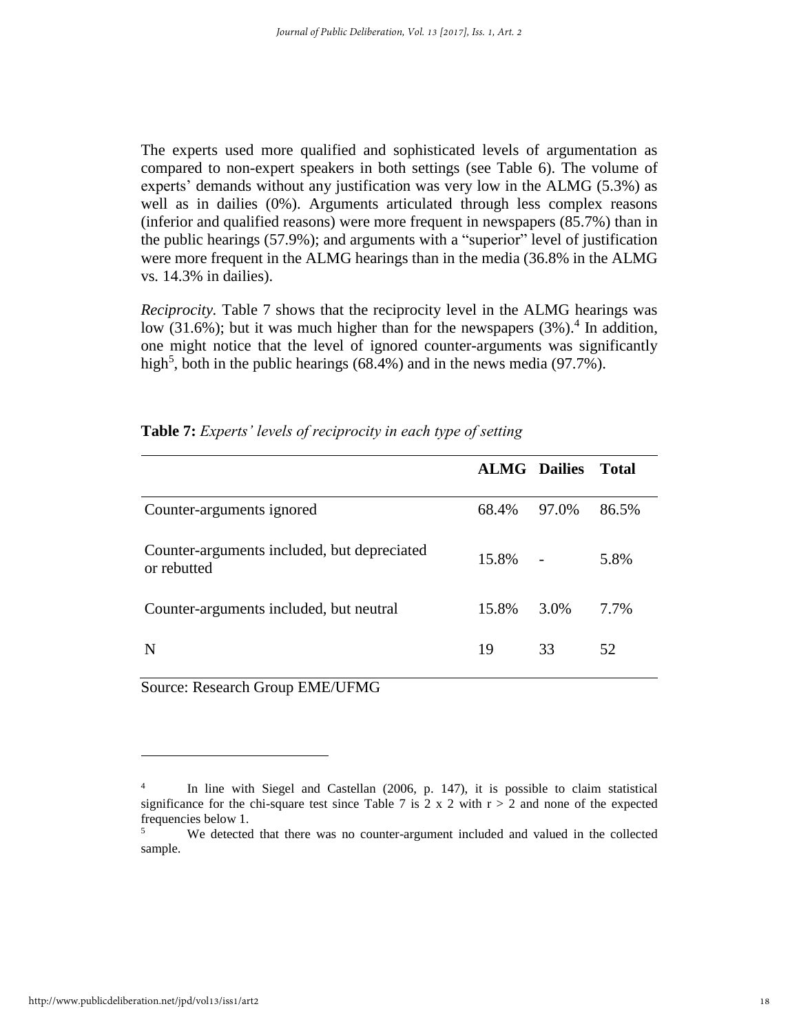The experts used more qualified and sophisticated levels of argumentation as compared to non-expert speakers in both settings (see Table 6). The volume of experts' demands without any justification was very low in the ALMG (5.3%) as well as in dailies (0%). Arguments articulated through less complex reasons (inferior and qualified reasons) were more frequent in newspapers (85.7%) than in the public hearings (57.9%); and arguments with a "superior" level of justification were more frequent in the ALMG hearings than in the media (36.8% in the ALMG vs. 14.3% in dailies).

*Reciprocity.* Table 7 shows that the reciprocity level in the ALMG hearings was low (31.6%); but it was much higher than for the newspapers (3%).[4] In addition, one might notice that the level of ignored counter-arguments was significantly high[5], both in the public hearings (68.4%) and in the news media (97.7%).

**Table 7:** *Experts' levels of reciprocity in each type of setting*

| | ALMG | Dailies | Total |
|---|---|---|---|
| Counter-arguments ignored | 68.4% | 97.0% | 86.5% |
| Counter-arguments included, but depreciated or rebutted | 15.8% | - | 5.8% |
| Counter-arguments included, but neutral | 15.8% | 3.0% | 7.7% |
| N | 19 | 33 | 52 |

Source: Research Group EME/UFMG

---

[4] In line with Siegel and Castellan (2006, p. 147), it is possible to claim statistical significance for the chi-square test since Table 7 is 2 x 2 with $r > 2$ and none of the expected frequencies below 1.

[5] We detected that there was no counter-argument included and valued in the collected sample.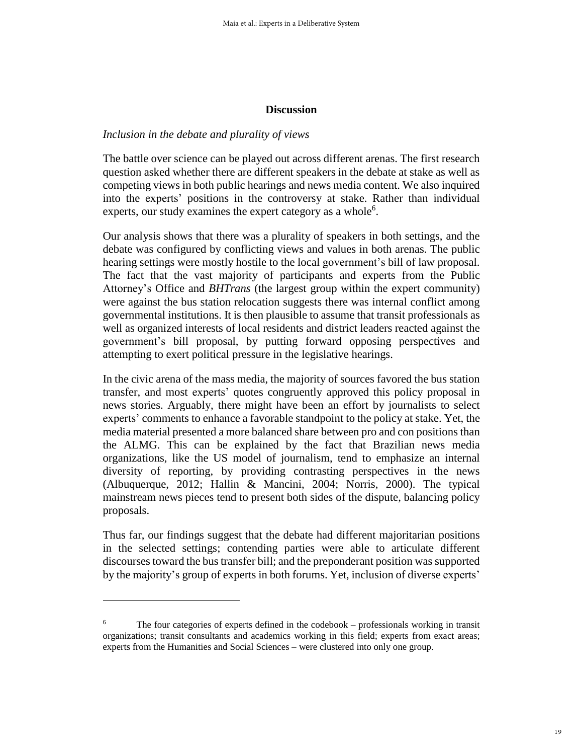## Discussion

*Inclusion in the debate and plurality of views*

The battle over science can be played out across different arenas. The first research question asked whether there are different speakers in the debate at stake as well as competing views in both public hearings and news media content. We also inquired into the experts' positions in the controversy at stake. Rather than individual experts, our study examines the expert category as a whole[6].

Our analysis shows that there was a plurality of speakers in both settings, and the debate was configured by conflicting views and values in both arenas. The public hearing settings were mostly hostile to the local government's bill of law proposal. The fact that the vast majority of participants and experts from the Public Attorney's Office and *BHTrans* (the largest group within the expert community) were against the bus station relocation suggests there was internal conflict among governmental institutions. It is then plausible to assume that transit professionals as well as organized interests of local residents and district leaders reacted against the government's bill proposal, by putting forward opposing perspectives and attempting to exert political pressure in the legislative hearings.

In the civic arena of the mass media, the majority of sources favored the bus station transfer, and most experts' quotes congruently approved this policy proposal in news stories. Arguably, there might have been an effort by journalists to select experts' comments to enhance a favorable standpoint to the policy at stake. Yet, the media material presented a more balanced share between pro and con positions than the ALMG. This can be explained by the fact that Brazilian news media organizations, like the US model of journalism, tend to emphasize an internal diversity of reporting, by providing contrasting perspectives in the news (Albuquerque, 2012; Hallin & Mancini, 2004; Norris, 2000). The typical mainstream news pieces tend to present both sides of the dispute, balancing policy proposals.

Thus far, our findings suggest that the debate had different majoritarian positions in the selected settings; contending parties were able to articulate different discourses toward the bus transfer bill; and the preponderant position was supported by the majority's group of experts in both forums. Yet, inclusion of diverse experts'

---

[6] The four categories of experts defined in the codebook – professionals working in transit organizations; transit consultants and academics working in this field; experts from exact areas; experts from the Humanities and Social Sciences – were clustered into only one group.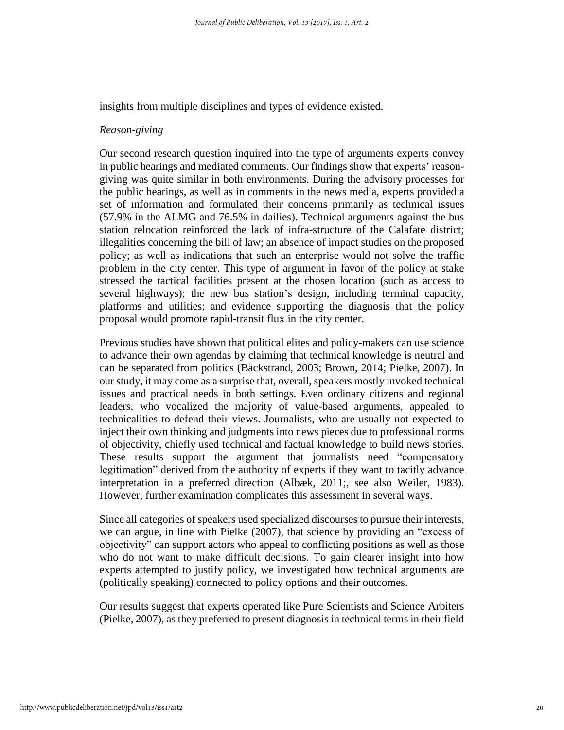insights from multiple disciplines and types of evidence existed.

*Reason-giving*

Our second research question inquired into the type of arguments experts convey in public hearings and mediated comments. Our findings show that experts' reason-giving was quite similar in both environments. During the advisory processes for the public hearings, as well as in comments in the news media, experts provided a set of information and formulated their concerns primarily as technical issues (57.9% in the ALMG and 76.5% in dailies). Technical arguments against the bus station relocation reinforced the lack of infra-structure of the Calafate district; illegalities concerning the bill of law; an absence of impact studies on the proposed policy; as well as indications that such an enterprise would not solve the traffic problem in the city center. This type of argument in favor of the policy at stake stressed the tactical facilities present at the chosen location (such as access to several highways); the new bus station's design, including terminal capacity, platforms and utilities; and evidence supporting the diagnosis that the policy proposal would promote rapid-transit flux in the city center.

Previous studies have shown that political elites and policy-makers can use science to advance their own agendas by claiming that technical knowledge is neutral and can be separated from politics (Bäckstrand, 2003; Brown, 2014; Pielke, 2007). In our study, it may come as a surprise that, overall, speakers mostly invoked technical issues and practical needs in both settings. Even ordinary citizens and regional leaders, who vocalized the majority of value-based arguments, appealed to technicalities to defend their views. Journalists, who are usually not expected to inject their own thinking and judgments into news pieces due to professional norms of objectivity, chiefly used technical and factual knowledge to build news stories. These results support the argument that journalists need "compensatory legitimation" derived from the authority of experts if they want to tacitly advance interpretation in a preferred direction (Albæk, 2011;, see also Weiler, 1983). However, further examination complicates this assessment in several ways.

Since all categories of speakers used specialized discourses to pursue their interests, we can argue, in line with Pielke (2007), that science by providing an "excess of objectivity" can support actors who appeal to conflicting positions as well as those who do not want to make difficult decisions. To gain clearer insight into how experts attempted to justify policy, we investigated how technical arguments are (politically speaking) connected to policy options and their outcomes.

Our results suggest that experts operated like Pure Scientists and Science Arbiters (Pielke, 2007), as they preferred to present diagnosis in technical terms in their field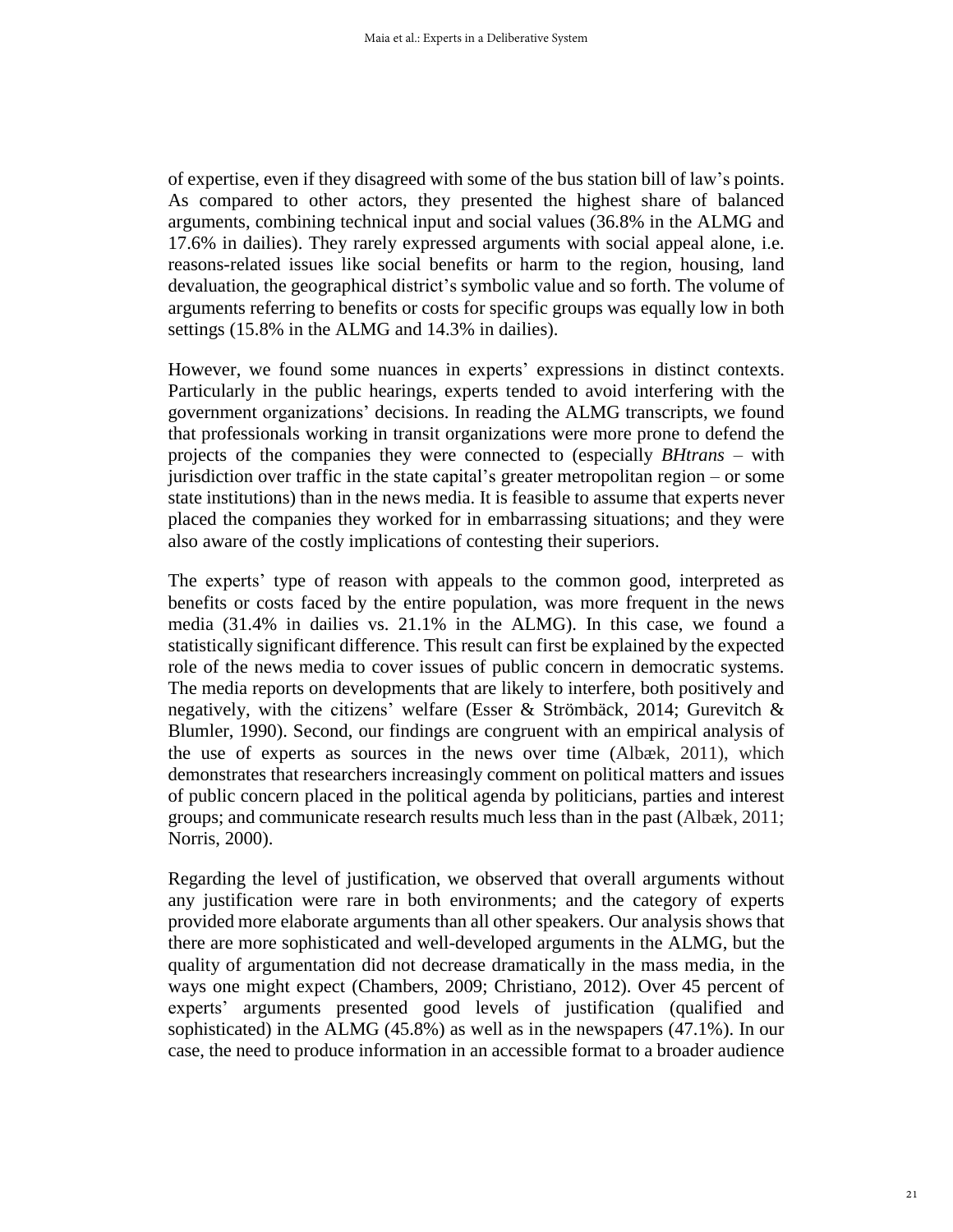of expertise, even if they disagreed with some of the bus station bill of law's points. As compared to other actors, they presented the highest share of balanced arguments, combining technical input and social values (36.8% in the ALMG and 17.6% in dailies). They rarely expressed arguments with social appeal alone, i.e. reasons-related issues like social benefits or harm to the region, housing, land devaluation, the geographical district's symbolic value and so forth. The volume of arguments referring to benefits or costs for specific groups was equally low in both settings (15.8% in the ALMG and 14.3% in dailies).

However, we found some nuances in experts' expressions in distinct contexts. Particularly in the public hearings, experts tended to avoid interfering with the government organizations' decisions. In reading the ALMG transcripts, we found that professionals working in transit organizations were more prone to defend the projects of the companies they were connected to (especially *BHtrans* – with jurisdiction over traffic in the state capital's greater metropolitan region – or some state institutions) than in the news media. It is feasible to assume that experts never placed the companies they worked for in embarrassing situations; and they were also aware of the costly implications of contesting their superiors.

The experts' type of reason with appeals to the common good, interpreted as benefits or costs faced by the entire population, was more frequent in the news media (31.4% in dailies vs. 21.1% in the ALMG). In this case, we found a statistically significant difference. This result can first be explained by the expected role of the news media to cover issues of public concern in democratic systems. The media reports on developments that are likely to interfere, both positively and negatively, with the citizens' welfare (Esser & Strömbäck, 2014; Gurevitch & Blumler, 1990). Second, our findings are congruent with an empirical analysis of the use of experts as sources in the news over time (Albæk, 2011), which demonstrates that researchers increasingly comment on political matters and issues of public concern placed in the political agenda by politicians, parties and interest groups; and communicate research results much less than in the past (Albæk, 2011; Norris, 2000).

Regarding the level of justification, we observed that overall arguments without any justification were rare in both environments; and the category of experts provided more elaborate arguments than all other speakers. Our analysis shows that there are more sophisticated and well-developed arguments in the ALMG, but the quality of argumentation did not decrease dramatically in the mass media, in the ways one might expect (Chambers, 2009; Christiano, 2012). Over 45 percent of experts' arguments presented good levels of justification (qualified and sophisticated) in the ALMG (45.8%) as well as in the newspapers (47.1%). In our case, the need to produce information in an accessible format to a broader audience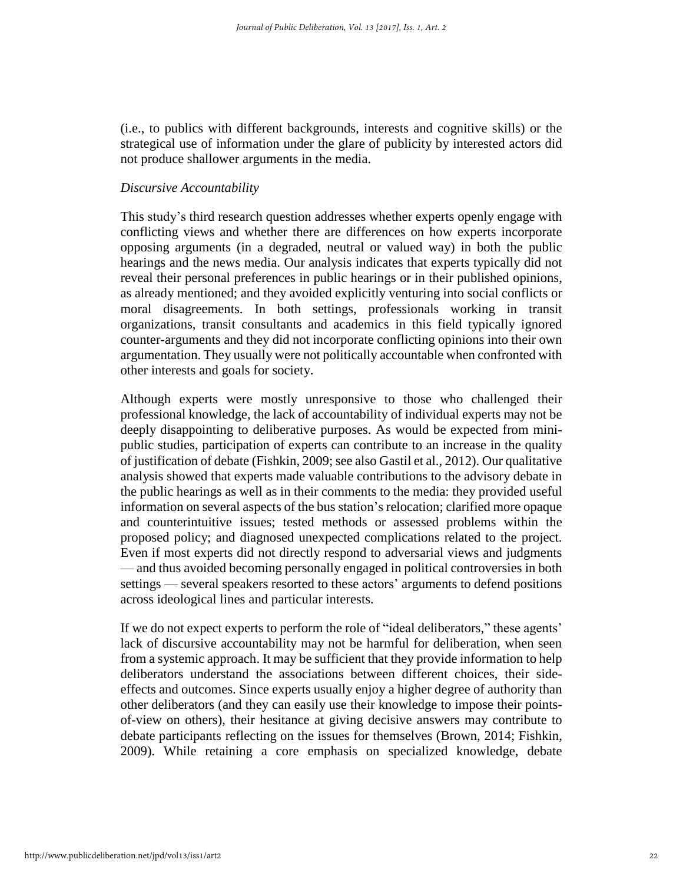(i.e., to publics with different backgrounds, interests and cognitive skills) or the strategical use of information under the glare of publicity by interested actors did not produce shallower arguments in the media.

*Discursive Accountability*

This study's third research question addresses whether experts openly engage with conflicting views and whether there are differences on how experts incorporate opposing arguments (in a degraded, neutral or valued way) in both the public hearings and the news media. Our analysis indicates that experts typically did not reveal their personal preferences in public hearings or in their published opinions, as already mentioned; and they avoided explicitly venturing into social conflicts or moral disagreements. In both settings, professionals working in transit organizations, transit consultants and academics in this field typically ignored counter-arguments and they did not incorporate conflicting opinions into their own argumentation. They usually were not politically accountable when confronted with other interests and goals for society.

Although experts were mostly unresponsive to those who challenged their professional knowledge, the lack of accountability of individual experts may not be deeply disappointing to deliberative purposes. As would be expected from mini-public studies, participation of experts can contribute to an increase in the quality of justification of debate (Fishkin, 2009; see also Gastil et al., 2012). Our qualitative analysis showed that experts made valuable contributions to the advisory debate in the public hearings as well as in their comments to the media: they provided useful information on several aspects of the bus station's relocation; clarified more opaque and counterintuitive issues; tested methods or assessed problems within the proposed policy; and diagnosed unexpected complications related to the project. Even if most experts did not directly respond to adversarial views and judgments — and thus avoided becoming personally engaged in political controversies in both settings — several speakers resorted to these actors' arguments to defend positions across ideological lines and particular interests.

If we do not expect experts to perform the role of "ideal deliberators," these agents' lack of discursive accountability may not be harmful for deliberation, when seen from a systemic approach. It may be sufficient that they provide information to help deliberators understand the associations between different choices, their side-effects and outcomes. Since experts usually enjoy a higher degree of authority than other deliberators (and they can easily use their knowledge to impose their points-of-view on others), their hesitance at giving decisive answers may contribute to debate participants reflecting on the issues for themselves (Brown, 2014; Fishkin, 2009). While retaining a core emphasis on specialized knowledge, debate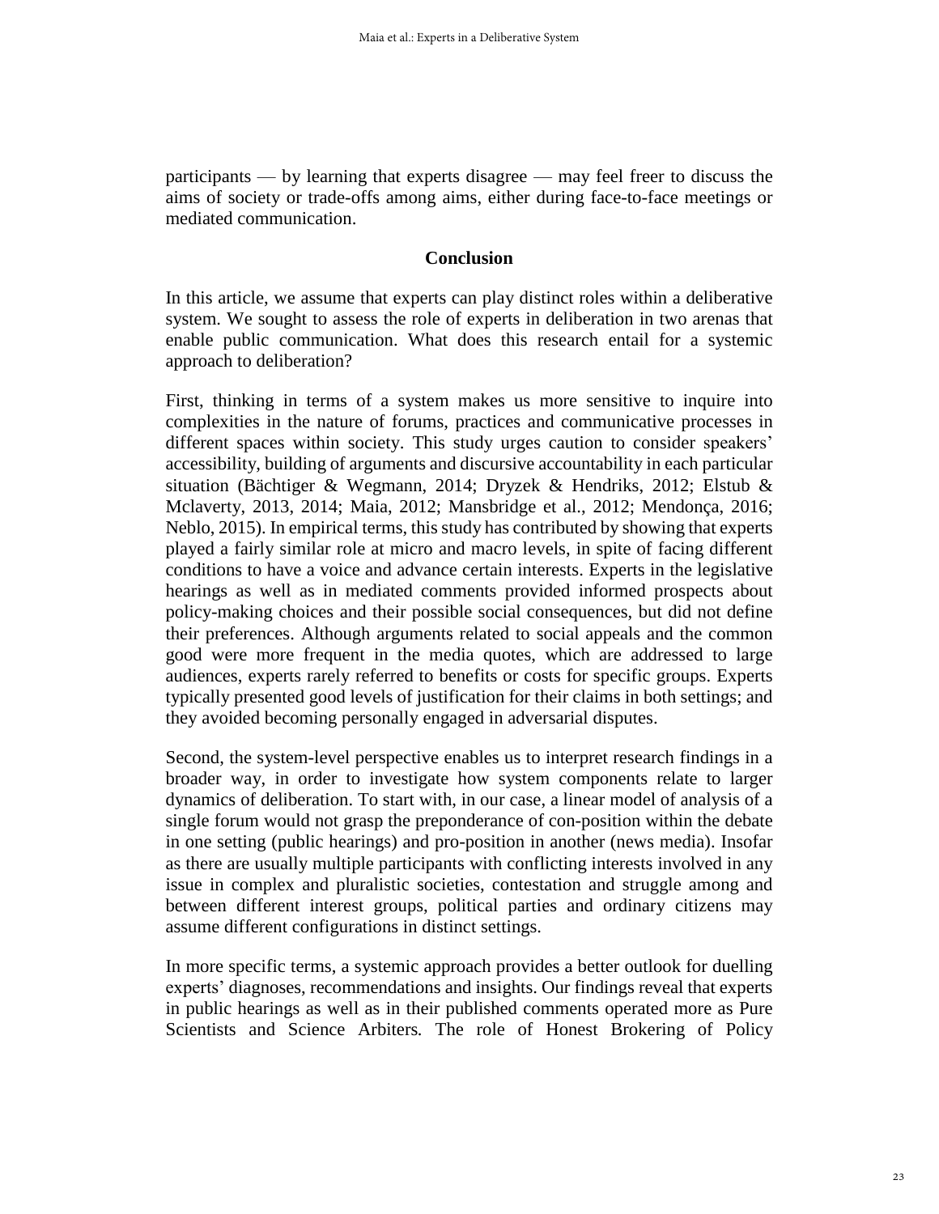participants — by learning that experts disagree — may feel freer to discuss the aims of society or trade-offs among aims, either during face-to-face meetings or mediated communication.

## Conclusion

In this article, we assume that experts can play distinct roles within a deliberative system. We sought to assess the role of experts in deliberation in two arenas that enable public communication. What does this research entail for a systemic approach to deliberation?

First, thinking in terms of a system makes us more sensitive to inquire into complexities in the nature of forums, practices and communicative processes in different spaces within society. This study urges caution to consider speakers' accessibility, building of arguments and discursive accountability in each particular situation (Bächtiger & Wegmann, 2014; Dryzek & Hendriks, 2012; Elstub & Mclaverty, 2013, 2014; Maia, 2012; Mansbridge et al., 2012; Mendonça, 2016; Neblo, 2015). In empirical terms, this study has contributed by showing that experts played a fairly similar role at micro and macro levels, in spite of facing different conditions to have a voice and advance certain interests. Experts in the legislative hearings as well as in mediated comments provided informed prospects about policy-making choices and their possible social consequences, but did not define their preferences. Although arguments related to social appeals and the common good were more frequent in the media quotes, which are addressed to large audiences, experts rarely referred to benefits or costs for specific groups. Experts typically presented good levels of justification for their claims in both settings; and they avoided becoming personally engaged in adversarial disputes.

Second, the system-level perspective enables us to interpret research findings in a broader way, in order to investigate how system components relate to larger dynamics of deliberation. To start with, in our case, a linear model of analysis of a single forum would not grasp the preponderance of con-position within the debate in one setting (public hearings) and pro-position in another (news media). Insofar as there are usually multiple participants with conflicting interests involved in any issue in complex and pluralistic societies, contestation and struggle among and between different interest groups, political parties and ordinary citizens may assume different configurations in distinct settings.

In more specific terms, a systemic approach provides a better outlook for duelling experts' diagnoses, recommendations and insights. Our findings reveal that experts in public hearings as well as in their published comments operated more as Pure Scientists and Science Arbiters. The role of Honest Brokering of Policy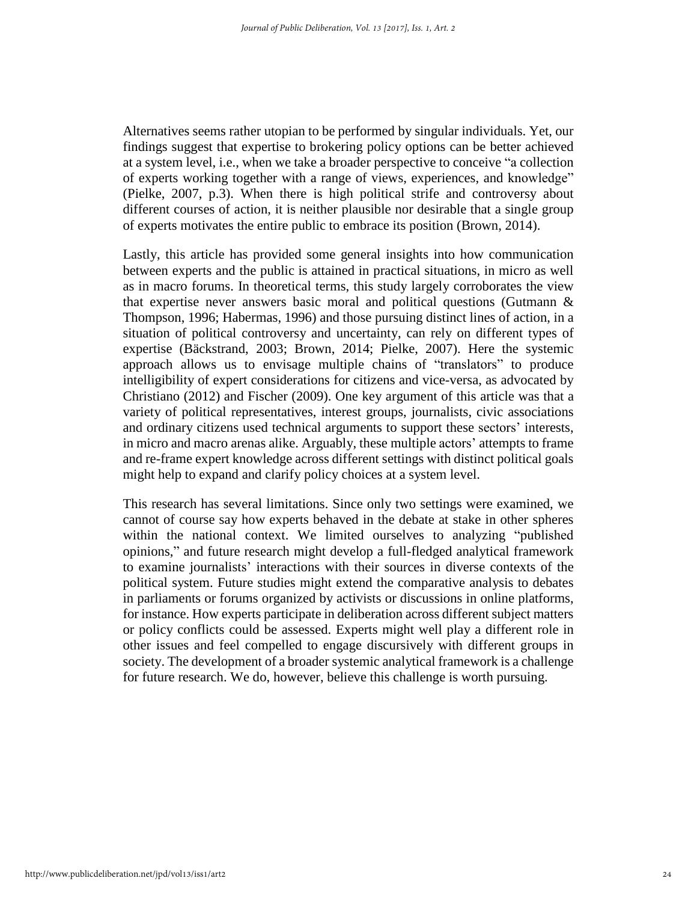Alternatives seems rather utopian to be performed by singular individuals. Yet, our findings suggest that expertise to brokering policy options can be better achieved at a system level, i.e., when we take a broader perspective to conceive "a collection of experts working together with a range of views, experiences, and knowledge" (Pielke, 2007, p.3). When there is high political strife and controversy about different courses of action, it is neither plausible nor desirable that a single group of experts motivates the entire public to embrace its position (Brown, 2014).

Lastly, this article has provided some general insights into how communication between experts and the public is attained in practical situations, in micro as well as in macro forums. In theoretical terms, this study largely corroborates the view that expertise never answers basic moral and political questions (Gutmann & Thompson, 1996; Habermas, 1996) and those pursuing distinct lines of action, in a situation of political controversy and uncertainty, can rely on different types of expertise (Bäckstrand, 2003; Brown, 2014; Pielke, 2007). Here the systemic approach allows us to envisage multiple chains of "translators" to produce intelligibility of expert considerations for citizens and vice-versa, as advocated by Christiano (2012) and Fischer (2009). One key argument of this article was that a variety of political representatives, interest groups, journalists, civic associations and ordinary citizens used technical arguments to support these sectors' interests, in micro and macro arenas alike. Arguably, these multiple actors' attempts to frame and re-frame expert knowledge across different settings with distinct political goals might help to expand and clarify policy choices at a system level.

This research has several limitations. Since only two settings were examined, we cannot of course say how experts behaved in the debate at stake in other spheres within the national context. We limited ourselves to analyzing "published opinions," and future research might develop a full-fledged analytical framework to examine journalists' interactions with their sources in diverse contexts of the political system. Future studies might extend the comparative analysis to debates in parliaments or forums organized by activists or discussions in online platforms, for instance. How experts participate in deliberation across different subject matters or policy conflicts could be assessed. Experts might well play a different role in other issues and feel compelled to engage discursively with different groups in society. The development of a broader systemic analytical framework is a challenge for future research. We do, however, believe this challenge is worth pursuing.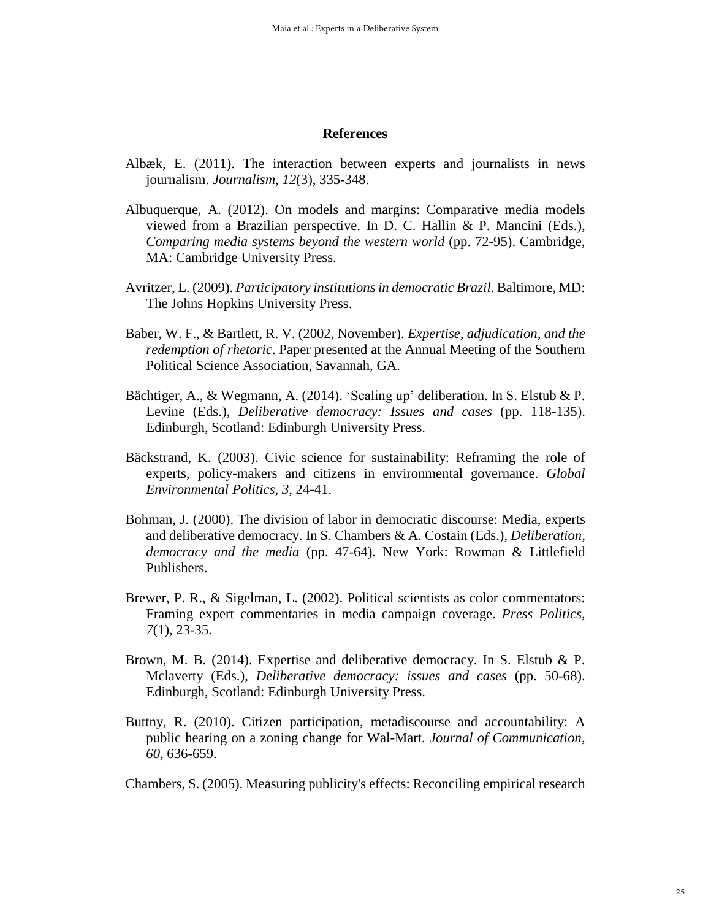## References

Albæk, E. (2011). The interaction between experts and journalists in news journalism. *Journalism, 12*(3), 335-348.

Albuquerque, A. (2012). On models and margins: Comparative media models viewed from a Brazilian perspective. In D. C. Hallin & P. Mancini (Eds.), *Comparing media systems beyond the western world* (pp. 72-95). Cambridge, MA: Cambridge University Press.

Avritzer, L. (2009). *Participatory institutions in democratic Brazil*. Baltimore, MD: The Johns Hopkins University Press.

Baber, W. F., & Bartlett, R. V. (2002, November). *Expertise, adjudication, and the redemption of rhetoric*. Paper presented at the Annual Meeting of the Southern Political Science Association, Savannah, GA.

Bächtiger, A., & Wegmann, A. (2014). 'Scaling up' deliberation. In S. Elstub & P. Levine (Eds.), *Deliberative democracy: Issues and cases* (pp. 118-135). Edinburgh, Scotland: Edinburgh University Press.

Bäckstrand, K. (2003). Civic science for sustainability: Reframing the role of experts, policy-makers and citizens in environmental governance. *Global Environmental Politics, 3*, 24-41.

Bohman, J. (2000). The division of labor in democratic discourse: Media, experts and deliberative democracy. In S. Chambers & A. Costain (Eds.), *Deliberation, democracy and the media* (pp. 47-64). New York: Rowman & Littlefield Publishers.

Brewer, P. R., & Sigelman, L. (2002). Political scientists as color commentators: Framing expert commentaries in media campaign coverage. *Press Politics*, *7*(1), 23-35.

Brown, M. B. (2014). Expertise and deliberative democracy. In S. Elstub & P. Mclaverty (Eds.), *Deliberative democracy: issues and cases* (pp. 50-68). Edinburgh, Scotland: Edinburgh University Press.

Buttny, R. (2010). Citizen participation, metadiscourse and accountability: A public hearing on a zoning change for Wal-Mart. *Journal of Communication, 60*, 636-659.

Chambers, S. (2005). Measuring publicity's effects: Reconciling empirical research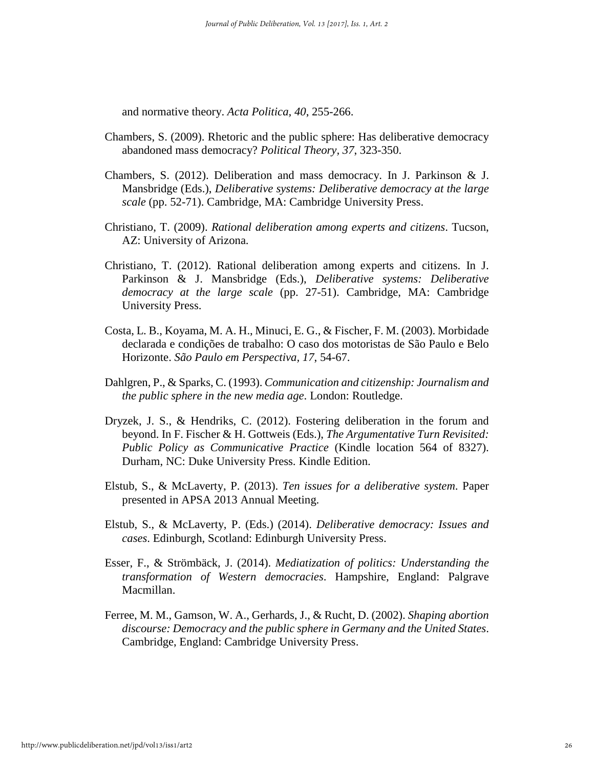and normative theory. *Acta Politica, 40*, 255-266.

Chambers, S. (2009). Rhetoric and the public sphere: Has deliberative democracy abandoned mass democracy? *Political Theory, 37*, 323-350.

Chambers, S. (2012). Deliberation and mass democracy. In J. Parkinson & J. Mansbridge (Eds.), *Deliberative systems: Deliberative democracy at the large scale* (pp. 52-71). Cambridge, MA: Cambridge University Press.

Christiano, T. (2009). *Rational deliberation among experts and citizens*. Tucson, AZ: University of Arizona.

Christiano, T. (2012). Rational deliberation among experts and citizens. In J. Parkinson & J. Mansbridge (Eds.), *Deliberative systems: Deliberative democracy at the large scale* (pp. 27-51). Cambridge, MA: Cambridge University Press.

Costa, L. B., Koyama, M. A. H., Minuci, E. G., & Fischer, F. M. (2003). Morbidade declarada e condições de trabalho: O caso dos motoristas de São Paulo e Belo Horizonte. *São Paulo em Perspectiva, 17*, 54-67.

Dahlgren, P., & Sparks, C. (1993). *Communication and citizenship: Journalism and the public sphere in the new media age*. London: Routledge.

Dryzek, J. S., & Hendriks, C. (2012). Fostering deliberation in the forum and beyond. In F. Fischer & H. Gottweis (Eds.), *The Argumentative Turn Revisited: Public Policy as Communicative Practice* (Kindle location 564 of 8327). Durham, NC: Duke University Press. Kindle Edition.

Elstub, S., & McLaverty, P. (2013). *Ten issues for a deliberative system*. Paper presented in APSA 2013 Annual Meeting.

Elstub, S., & McLaverty, P. (Eds.) (2014). *Deliberative democracy: Issues and cases*. Edinburgh, Scotland: Edinburgh University Press.

Esser, F., & Strömbäck, J. (2014). *Mediatization of politics: Understanding the transformation of Western democracies*. Hampshire, England: Palgrave Macmillan.

Ferree, M. M., Gamson, W. A., Gerhards, J., & Rucht, D. (2002). *Shaping abortion discourse: Democracy and the public sphere in Germany and the United States*. Cambridge, England: Cambridge University Press.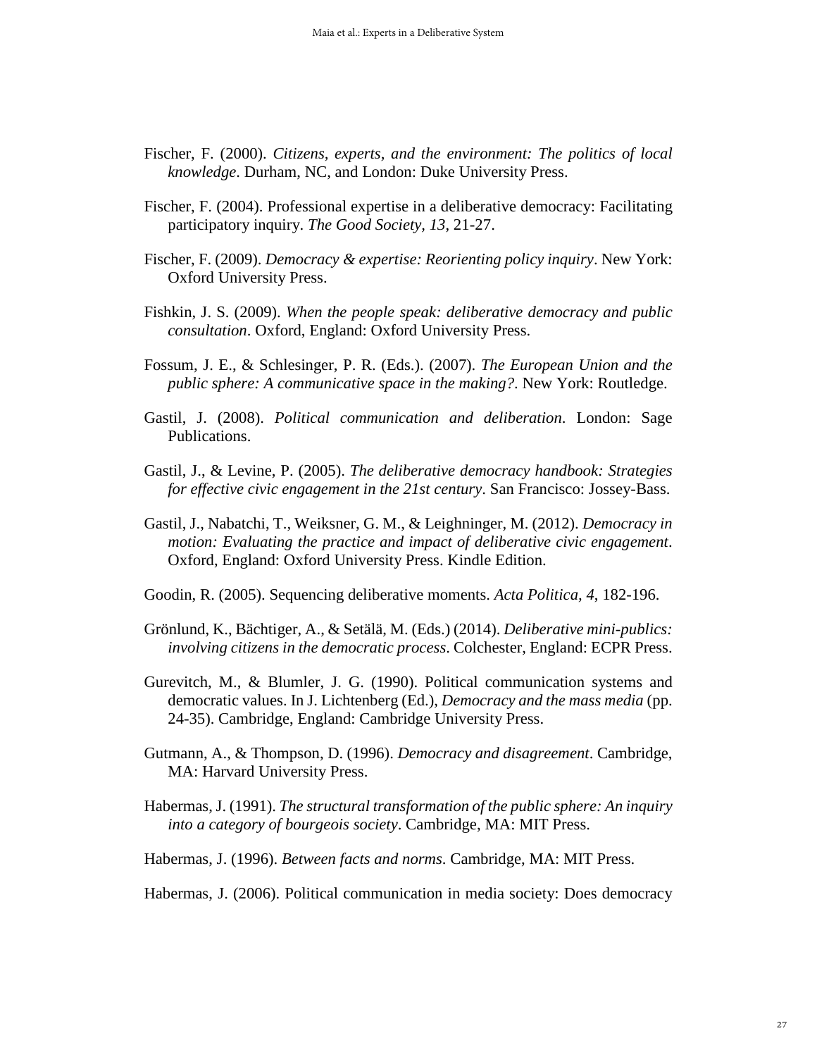Fischer, F. (2000). *Citizens, experts, and the environment: The politics of local knowledge*. Durham, NC, and London: Duke University Press.

Fischer, F. (2004). Professional expertise in a deliberative democracy: Facilitating participatory inquiry. *The Good Society, 13*, 21-27.

Fischer, F. (2009). *Democracy & expertise: Reorienting policy inquiry*. New York: Oxford University Press.

Fishkin, J. S. (2009). *When the people speak: deliberative democracy and public consultation*. Oxford, England: Oxford University Press.

Fossum, J. E., & Schlesinger, P. R. (Eds.). (2007). *The European Union and the public sphere: A communicative space in the making?*. New York: Routledge.

Gastil, J. (2008). *Political communication and deliberation*. London: Sage Publications.

Gastil, J., & Levine, P. (2005). *The deliberative democracy handbook: Strategies for effective civic engagement in the 21st century*. San Francisco: Jossey-Bass.

Gastil, J., Nabatchi, T., Weiksner, G. M., & Leighninger, M. (2012). *Democracy in motion: Evaluating the practice and impact of deliberative civic engagement*. Oxford, England: Oxford University Press. Kindle Edition.

Goodin, R. (2005). Sequencing deliberative moments. *Acta Politica, 4*, 182-196.

Grönlund, K., Bächtiger, A., & Setälä, M. (Eds.) (2014). *Deliberative mini-publics: involving citizens in the democratic process*. Colchester, England: ECPR Press.

Gurevitch, M., & Blumler, J. G. (1990). Political communication systems and democratic values. In J. Lichtenberg (Ed.), *Democracy and the mass media* (pp. 24-35). Cambridge, England: Cambridge University Press.

Gutmann, A., & Thompson, D. (1996). *Democracy and disagreement*. Cambridge, MA: Harvard University Press.

Habermas, J. (1991). *The structural transformation of the public sphere: An inquiry into a category of bourgeois society*. Cambridge, MA: MIT Press.

Habermas, J. (1996). *Between facts and norms*. Cambridge, MA: MIT Press.

Habermas, J. (2006). Political communication in media society: Does democracy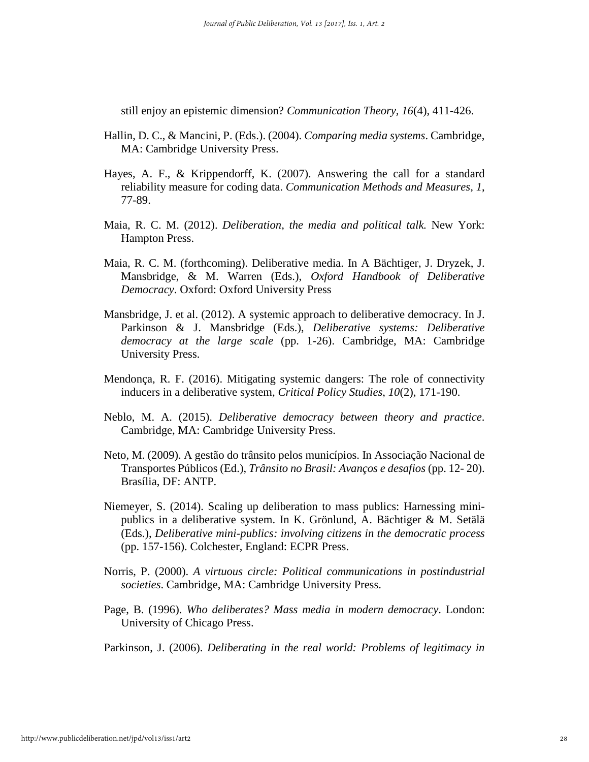still enjoy an epistemic dimension? *Communication Theory, 16*(4), 411-426.

Hallin, D. C., & Mancini, P. (Eds.). (2004). *Comparing media systems*. Cambridge, MA: Cambridge University Press.

Hayes, A. F., & Krippendorff, K. (2007). Answering the call for a standard reliability measure for coding data. *Communication Methods and Measures, 1*, 77-89.

Maia, R. C. M. (2012). *Deliberation, the media and political talk.* New York: Hampton Press.

Maia, R. C. M. (forthcoming). Deliberative media. In A Bächtiger, J. Dryzek, J. Mansbridge, & M. Warren (Eds.), *Oxford Handbook of Deliberative Democracy*. Oxford: Oxford University Press

Mansbridge, J. et al. (2012). A systemic approach to deliberative democracy. In J. Parkinson & J. Mansbridge (Eds.), *Deliberative systems: Deliberative democracy at the large scale* (pp. 1-26). Cambridge, MA: Cambridge University Press.

Mendonça, R. F. (2016). Mitigating systemic dangers: The role of connectivity inducers in a deliberative system, *Critical Policy Studies, 10*(2), 171-190.

Neblo, M. A. (2015). *Deliberative democracy between theory and practice*. Cambridge, MA: Cambridge University Press.

Neto, M. (2009). A gestão do trânsito pelos municípios. In Associação Nacional de Transportes Públicos (Ed.), *Trânsito no Brasil: Avanços e desafios* (pp. 12- 20). Brasília, DF: ANTP.

Niemeyer, S. (2014). Scaling up deliberation to mass publics: Harnessing mini-publics in a deliberative system. In K. Grönlund, A. Bächtiger & M. Setälä (Eds.), *Deliberative mini-publics: involving citizens in the democratic process* (pp. 157-156). Colchester, England: ECPR Press.

Norris, P. (2000). *A virtuous circle: Political communications in postindustrial societies*. Cambridge, MA: Cambridge University Press.

Page, B. (1996). *Who deliberates? Mass media in modern democracy*. London: University of Chicago Press.

Parkinson, J. (2006). *Deliberating in the real world: Problems of legitimacy in*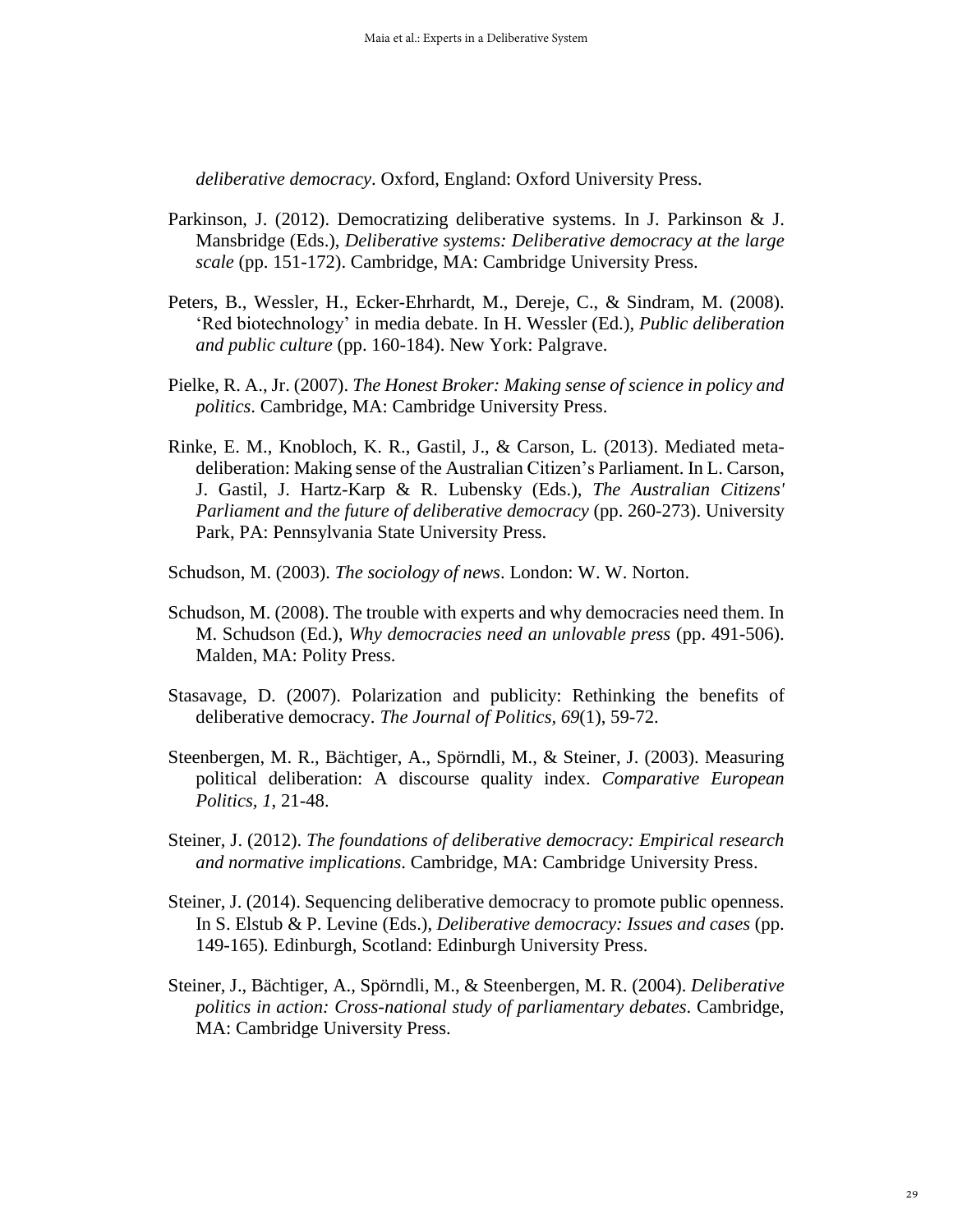*deliberative democracy*. Oxford, England: Oxford University Press.

Parkinson, J. (2012). Democratizing deliberative systems. In J. Parkinson & J. Mansbridge (Eds.), *Deliberative systems: Deliberative democracy at the large scale* (pp. 151-172). Cambridge, MA: Cambridge University Press.

Peters, B., Wessler, H., Ecker-Ehrhardt, M., Dereje, C., & Sindram, M. (2008). 'Red biotechnology' in media debate. In H. Wessler (Ed.), *Public deliberation and public culture* (pp. 160-184). New York: Palgrave.

Pielke, R. A., Jr. (2007). *The Honest Broker: Making sense of science in policy and politics*. Cambridge, MA: Cambridge University Press.

Rinke, E. M., Knobloch, K. R., Gastil, J., & Carson, L. (2013). Mediated meta-deliberation: Making sense of the Australian Citizen's Parliament. In L. Carson, J. Gastil, J. Hartz-Karp & R. Lubensky (Eds.), *The Australian Citizens' Parliament and the future of deliberative democracy* (pp. 260-273). University Park, PA: Pennsylvania State University Press.

Schudson, M. (2003). *The sociology of news*. London: W. W. Norton.

Schudson, M. (2008). The trouble with experts and why democracies need them. In M. Schudson (Ed.), *Why democracies need an unlovable press* (pp. 491-506). Malden, MA: Polity Press.

Stasavage, D. (2007). Polarization and publicity: Rethinking the benefits of deliberative democracy. *The Journal of Politics*, *69*(1), 59-72.

Steenbergen, M. R., Bächtiger, A., Spörndli, M., & Steiner, J. (2003). Measuring political deliberation: A discourse quality index. *Comparative European Politics*, *1*, 21-48.

Steiner, J. (2012). *The foundations of deliberative democracy: Empirical research and normative implications*. Cambridge, MA: Cambridge University Press.

Steiner, J. (2014). Sequencing deliberative democracy to promote public openness. In S. Elstub & P. Levine (Eds.), *Deliberative democracy: Issues and cases* (pp. 149-165). Edinburgh, Scotland: Edinburgh University Press.

Steiner, J., Bächtiger, A., Spörndli, M., & Steenbergen, M. R. (2004). *Deliberative politics in action: Cross-national study of parliamentary debates*. Cambridge, MA: Cambridge University Press.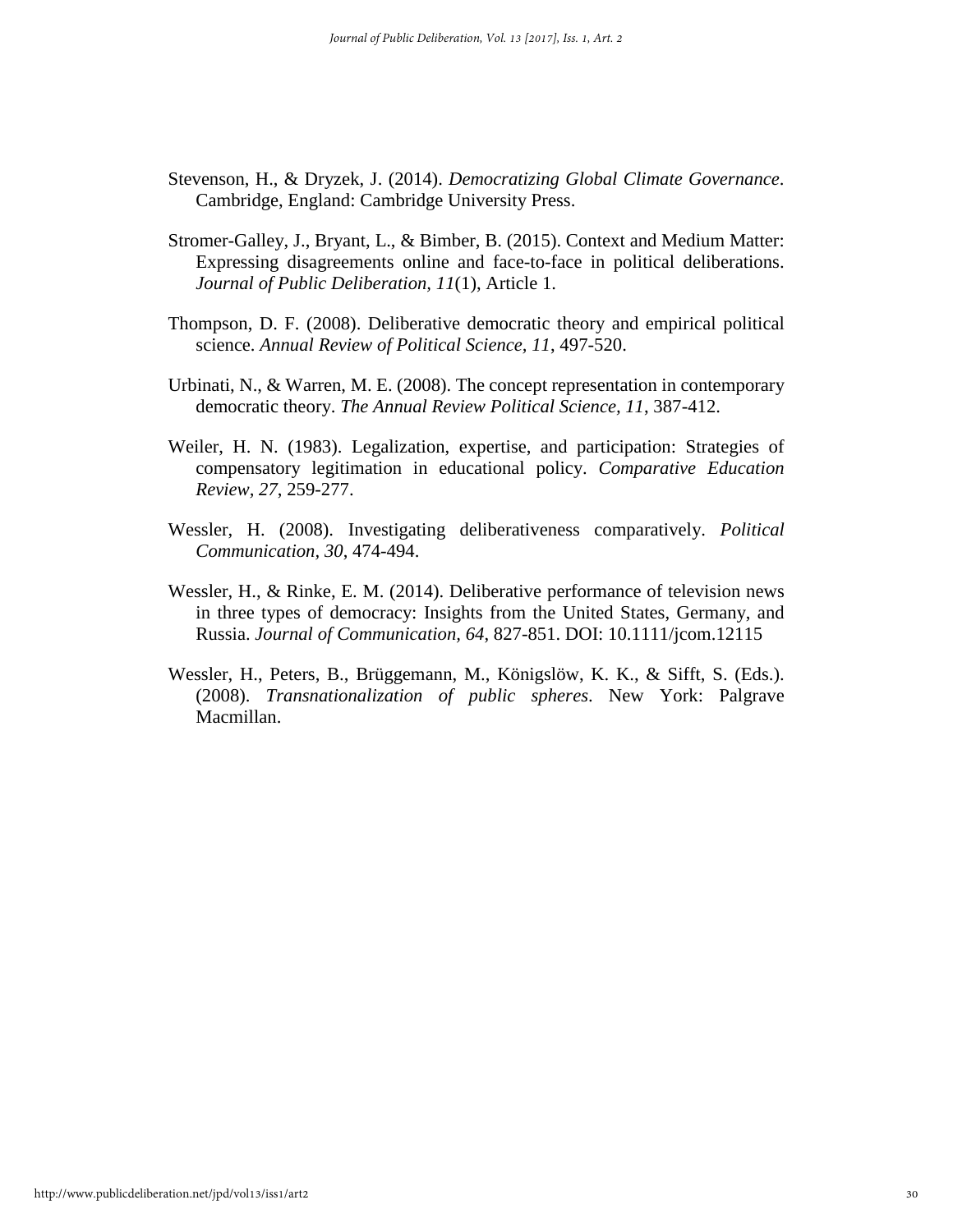Stevenson, H., & Dryzek, J. (2014). *Democratizing Global Climate Governance*. Cambridge, England: Cambridge University Press.

Stromer-Galley, J., Bryant, L., & Bimber, B. (2015). Context and Medium Matter: Expressing disagreements online and face-to-face in political deliberations. *Journal of Public Deliberation*, *11*(1), Article 1.

Thompson, D. F. (2008). Deliberative democratic theory and empirical political science. *Annual Review of Political Science*, *11*, 497-520.

Urbinati, N., & Warren, M. E. (2008). The concept representation in contemporary democratic theory. *The Annual Review Political Science, 11*, 387-412.

Weiler, H. N. (1983). Legalization, expertise, and participation: Strategies of compensatory legitimation in educational policy. *Comparative Education Review*, *27*, 259-277.

Wessler, H. (2008). Investigating deliberativeness comparatively. *Political Communication*, *30*, 474-494.

Wessler, H., & Rinke, E. M. (2014). Deliberative performance of television news in three types of democracy: Insights from the United States, Germany, and Russia. *Journal of Communication, 64*, 827-851. DOI: 10.1111/jcom.12115

Wessler, H., Peters, B., Brüggemann, M., Königslöw, K. K., & Sifft, S. (Eds.). (2008). *Transnationalization of public spheres*. New York: Palgrave Macmillan.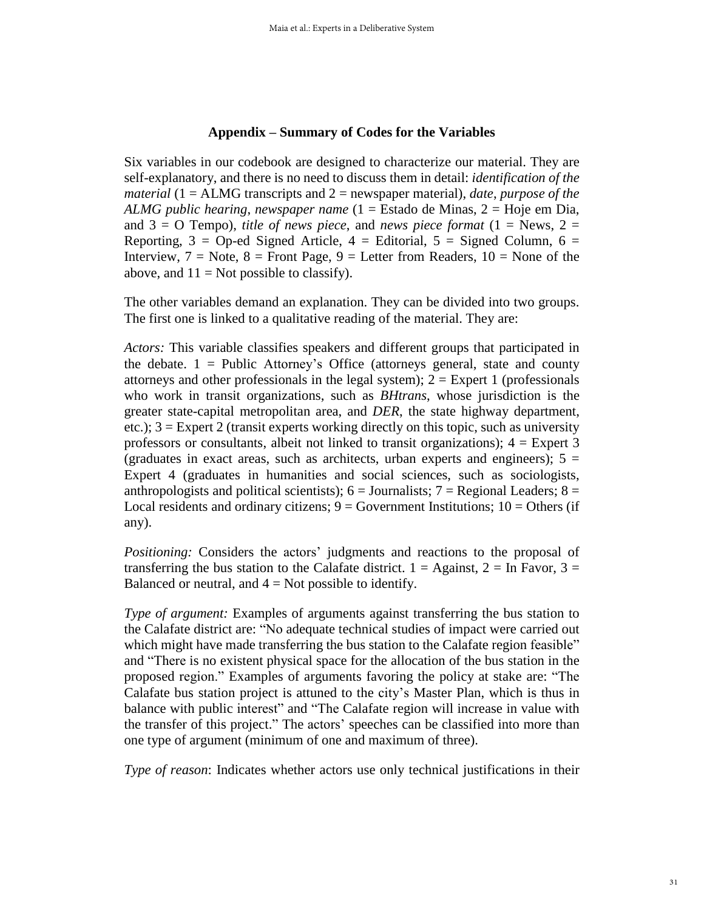## Appendix – Summary of Codes for the Variables

Six variables in our codebook are designed to characterize our material. They are self-explanatory, and there is no need to discuss them in detail: *identification of the material* (1 = ALMG transcripts and 2 = newspaper material), *date*, *purpose of the ALMG public hearing*, *newspaper name* (1 = Estado de Minas, 2 = Hoje em Dia, and 3 = O Tempo), *title of news piece*, and *news piece format* (1 = News, 2 = Reporting, 3 = Op-ed Signed Article, 4 = Editorial, 5 = Signed Column, 6 = Interview, 7 = Note, 8 = Front Page, 9 = Letter from Readers, 10 = None of the above, and 11 = Not possible to classify).

The other variables demand an explanation. They can be divided into two groups. The first one is linked to a qualitative reading of the material. They are:

*Actors:* This variable classifies speakers and different groups that participated in the debate. 1 = Public Attorney's Office (attorneys general, state and county attorneys and other professionals in the legal system); 2 = Expert 1 (professionals who work in transit organizations, such as *BHtrans*, whose jurisdiction is the greater state-capital metropolitan area, and *DER*, the state highway department, etc.); 3 = Expert 2 (transit experts working directly on this topic, such as university professors or consultants, albeit not linked to transit organizations); 4 = Expert 3 (graduates in exact areas, such as architects, urban experts and engineers); 5 = Expert 4 (graduates in humanities and social sciences, such as sociologists, anthropologists and political scientists); 6 = Journalists; 7 = Regional Leaders; 8 = Local residents and ordinary citizens; 9 = Government Institutions; 10 = Others (if any).

*Positioning:* Considers the actors' judgments and reactions to the proposal of transferring the bus station to the Calafate district. 1 = Against, 2 = In Favor, 3 = Balanced or neutral, and 4 = Not possible to identify.

*Type of argument:* Examples of arguments against transferring the bus station to the Calafate district are: "No adequate technical studies of impact were carried out which might have made transferring the bus station to the Calafate region feasible" and "There is no existent physical space for the allocation of the bus station in the proposed region." Examples of arguments favoring the policy at stake are: "The Calafate bus station project is attuned to the city's Master Plan, which is thus in balance with public interest" and "The Calafate region will increase in value with the transfer of this project." The actors' speeches can be classified into more than one type of argument (minimum of one and maximum of three).

*Type of reason*: Indicates whether actors use only technical justifications in their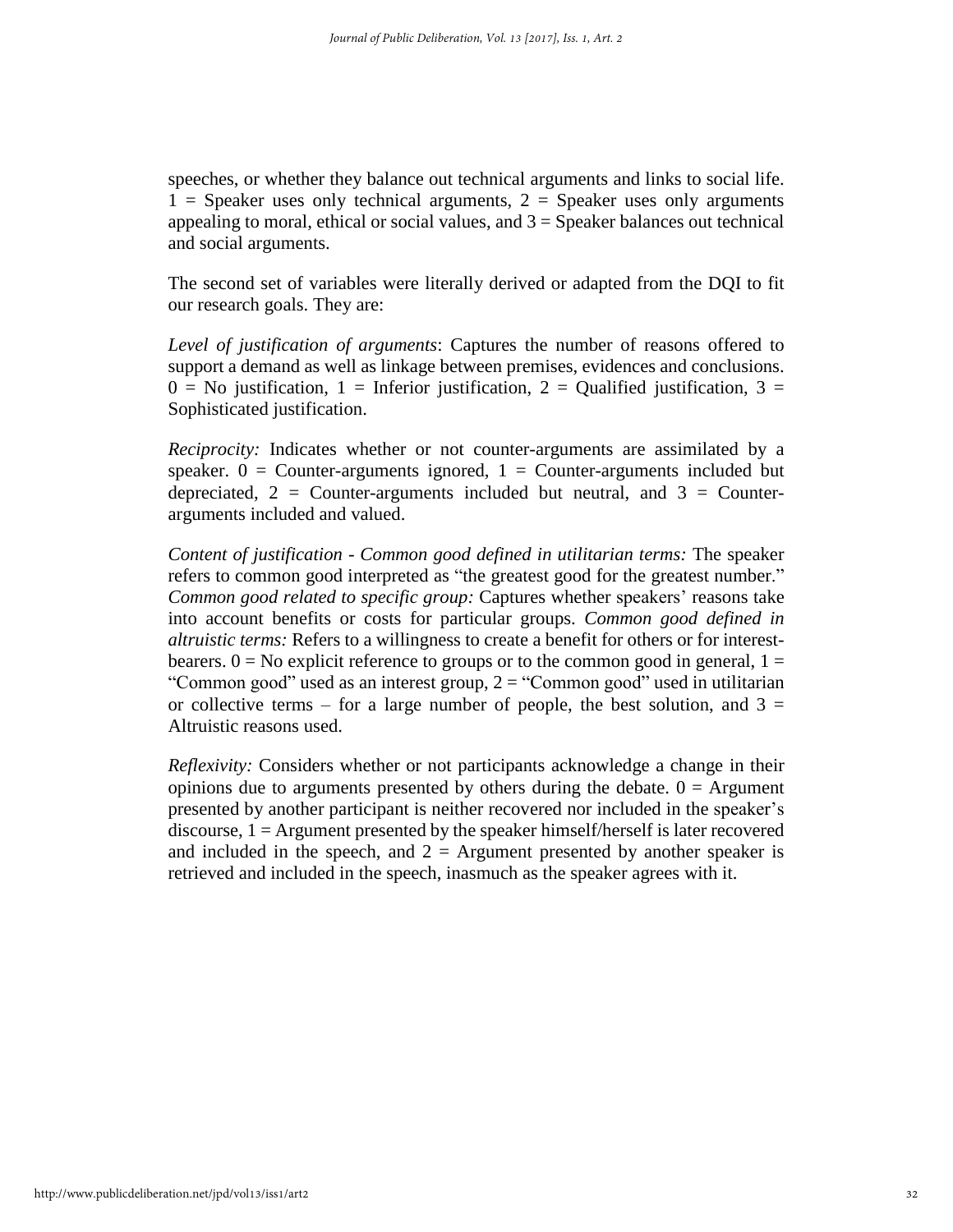speeches, or whether they balance out technical arguments and links to social life. 1 = Speaker uses only technical arguments, 2 = Speaker uses only arguments appealing to moral, ethical or social values, and 3 = Speaker balances out technical and social arguments.

The second set of variables were literally derived or adapted from the DQI to fit our research goals. They are:

*Level of justification of arguments*: Captures the number of reasons offered to support a demand as well as linkage between premises, evidences and conclusions. 0 = No justification, 1 = Inferior justification, 2 = Qualified justification, 3 = Sophisticated justification.

*Reciprocity:* Indicates whether or not counter-arguments are assimilated by a speaker. 0 = Counter-arguments ignored, 1 = Counter-arguments included but depreciated, 2 = Counter-arguments included but neutral, and 3 = Counter-arguments included and valued.

*Content of justification - Common good defined in utilitarian terms:* The speaker refers to common good interpreted as "the greatest good for the greatest number." *Common good related to specific group:* Captures whether speakers' reasons take into account benefits or costs for particular groups. *Common good defined in altruistic terms:* Refers to a willingness to create a benefit for others or for interest-bearers. 0 = No explicit reference to groups or to the common good in general, 1 = "Common good" used as an interest group, 2 = "Common good" used in utilitarian or collective terms – for a large number of people, the best solution, and 3 = Altruistic reasons used.

*Reflexivity:* Considers whether or not participants acknowledge a change in their opinions due to arguments presented by others during the debate. 0 = Argument presented by another participant is neither recovered nor included in the speaker's discourse, 1 = Argument presented by the speaker himself/herself is later recovered and included in the speech, and 2 = Argument presented by another speaker is retrieved and included in the speech, inasmuch as the speaker agrees with it.